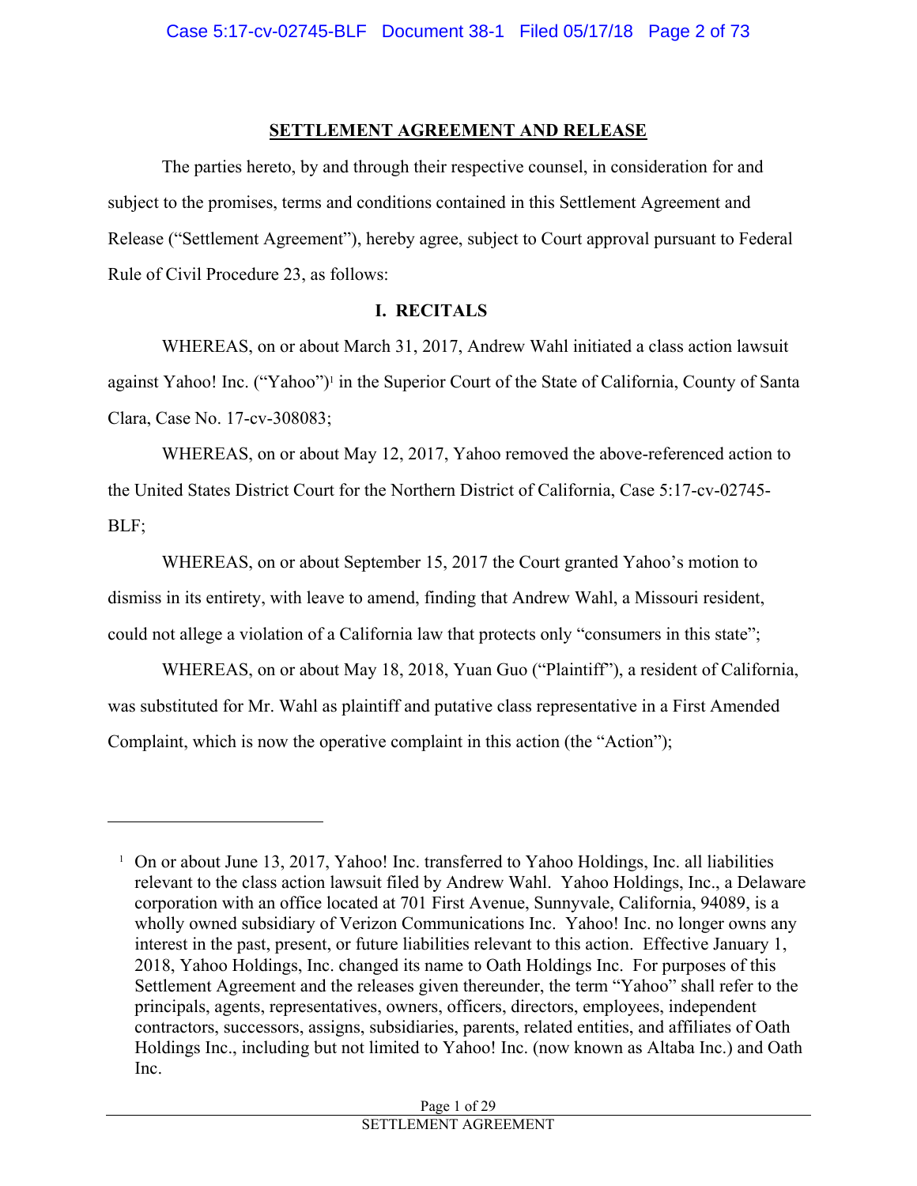# SETTLEMENT AGREEMENT AND RELEASE

The parties hereto, by and through their respective counsel, in consideration for and subject to the promises, terms and conditions contained in this Settlement Agreement and Release ("Settlement Agreement"), hereby agree, subject to Court approval pursuant to Federal Rule of Civil Procedure 23, as follows:

## I. RECITALS

WHEREAS, on or about March 31, 2017, Andrew Wahl initiated a class action lawsuit against Yahoo! Inc. ("Yahoo")[1] in the Superior Court of the State of California, County of Santa Clara, Case No. 17-cv-308083;

WHEREAS, on or about May 12, 2017, Yahoo removed the above-referenced action to the United States District Court for the Northern District of California, Case 5:17-cv-02745-BLF;

WHEREAS, on or about September 15, 2017 the Court granted Yahoo's motion to dismiss in its entirety, with leave to amend, finding that Andrew Wahl, a Missouri resident, could not allege a violation of a California law that protects only "consumers in this state";

WHEREAS, on or about May 18, 2018, Yuan Guo ("Plaintiff"), a resident of California, was substituted for Mr. Wahl as plaintiff and putative class representative in a First Amended Complaint, which is now the operative complaint in this action (the "Action");

---

[1] On or about June 13, 2017, Yahoo! Inc. transferred to Yahoo Holdings, Inc. all liabilities relevant to the class action lawsuit filed by Andrew Wahl. Yahoo Holdings, Inc., a Delaware corporation with an office located at 701 First Avenue, Sunnyvale, California, 94089, is a wholly owned subsidiary of Verizon Communications Inc. Yahoo! Inc. no longer owns any interest in the past, present, or future liabilities relevant to this action. Effective January 1, 2018, Yahoo Holdings, Inc. changed its name to Oath Holdings Inc. For purposes of this Settlement Agreement and the releases given thereunder, the term "Yahoo" shall refer to the principals, agents, representatives, owners, officers, directors, employees, independent contractors, successors, assigns, subsidiaries, parents, related entities, and affiliates of Oath Holdings Inc., including but not limited to Yahoo! Inc. (now known as Altaba Inc.) and Oath Inc.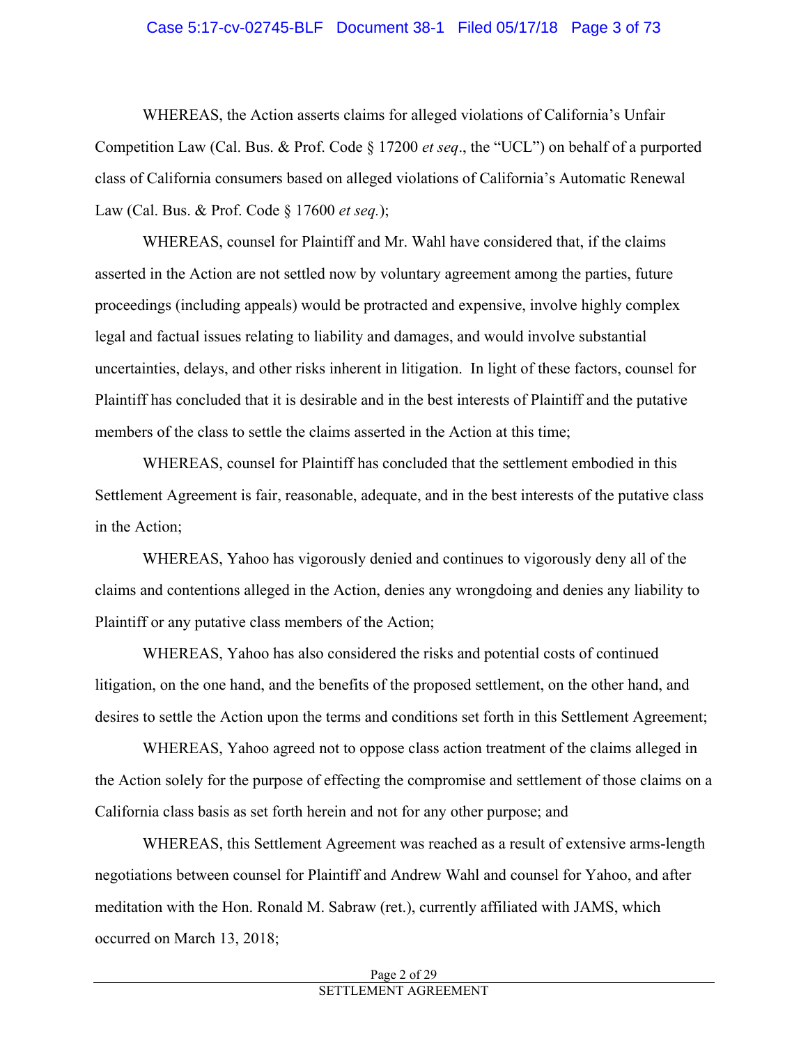WHEREAS, the Action asserts claims for alleged violations of California's Unfair Competition Law (Cal. Bus. & Prof. Code § 17200 *et seq*., the "UCL") on behalf of a purported class of California consumers based on alleged violations of California's Automatic Renewal Law (Cal. Bus. & Prof. Code § 17600 *et seq.*);

WHEREAS, counsel for Plaintiff and Mr. Wahl have considered that, if the claims asserted in the Action are not settled now by voluntary agreement among the parties, future proceedings (including appeals) would be protracted and expensive, involve highly complex legal and factual issues relating to liability and damages, and would involve substantial uncertainties, delays, and other risks inherent in litigation. In light of these factors, counsel for Plaintiff has concluded that it is desirable and in the best interests of Plaintiff and the putative members of the class to settle the claims asserted in the Action at this time;

WHEREAS, counsel for Plaintiff has concluded that the settlement embodied in this Settlement Agreement is fair, reasonable, adequate, and in the best interests of the putative class in the Action;

WHEREAS, Yahoo has vigorously denied and continues to vigorously deny all of the claims and contentions alleged in the Action, denies any wrongdoing and denies any liability to Plaintiff or any putative class members of the Action;

WHEREAS, Yahoo has also considered the risks and potential costs of continued litigation, on the one hand, and the benefits of the proposed settlement, on the other hand, and desires to settle the Action upon the terms and conditions set forth in this Settlement Agreement;

WHEREAS, Yahoo agreed not to oppose class action treatment of the claims alleged in the Action solely for the purpose of effecting the compromise and settlement of those claims on a California class basis as set forth herein and not for any other purpose; and

WHEREAS, this Settlement Agreement was reached as a result of extensive arms-length negotiations between counsel for Plaintiff and Andrew Wahl and counsel for Yahoo, and after meditation with the Hon. Ronald M. Sabraw (ret.), currently affiliated with JAMS, which occurred on March 13, 2018;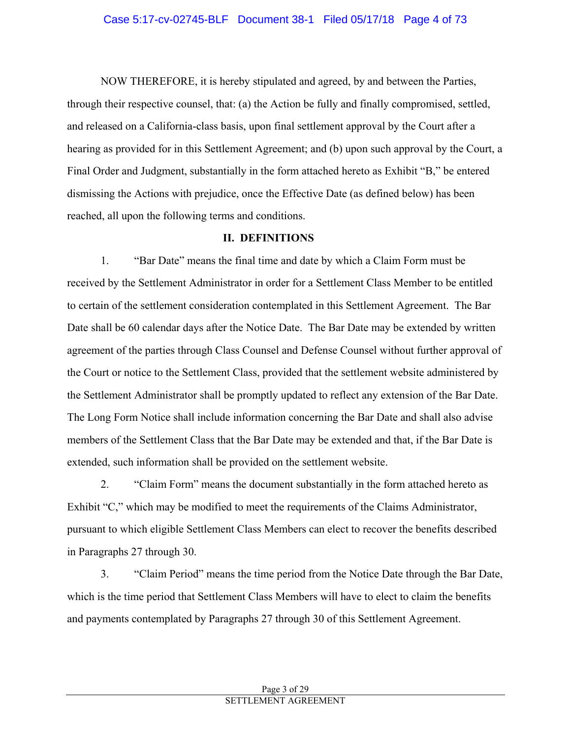NOW THEREFORE, it is hereby stipulated and agreed, by and between the Parties, through their respective counsel, that: (a) the Action be fully and finally compromised, settled, and released on a California-class basis, upon final settlement approval by the Court after a hearing as provided for in this Settlement Agreement; and (b) upon such approval by the Court, a Final Order and Judgment, substantially in the form attached hereto as Exhibit "B," be entered dismissing the Actions with prejudice, once the Effective Date (as defined below) has been reached, all upon the following terms and conditions.

## II. DEFINITIONS

1. "Bar Date" means the final time and date by which a Claim Form must be received by the Settlement Administrator in order for a Settlement Class Member to be entitled to certain of the settlement consideration contemplated in this Settlement Agreement. The Bar Date shall be 60 calendar days after the Notice Date. The Bar Date may be extended by written agreement of the parties through Class Counsel and Defense Counsel without further approval of the Court or notice to the Settlement Class, provided that the settlement website administered by the Settlement Administrator shall be promptly updated to reflect any extension of the Bar Date. The Long Form Notice shall include information concerning the Bar Date and shall also advise members of the Settlement Class that the Bar Date may be extended and that, if the Bar Date is extended, such information shall be provided on the settlement website.

2. "Claim Form" means the document substantially in the form attached hereto as Exhibit "C," which may be modified to meet the requirements of the Claims Administrator, pursuant to which eligible Settlement Class Members can elect to recover the benefits described in Paragraphs 27 through 30.

3. "Claim Period" means the time period from the Notice Date through the Bar Date, which is the time period that Settlement Class Members will have to elect to claim the benefits and payments contemplated by Paragraphs 27 through 30 of this Settlement Agreement.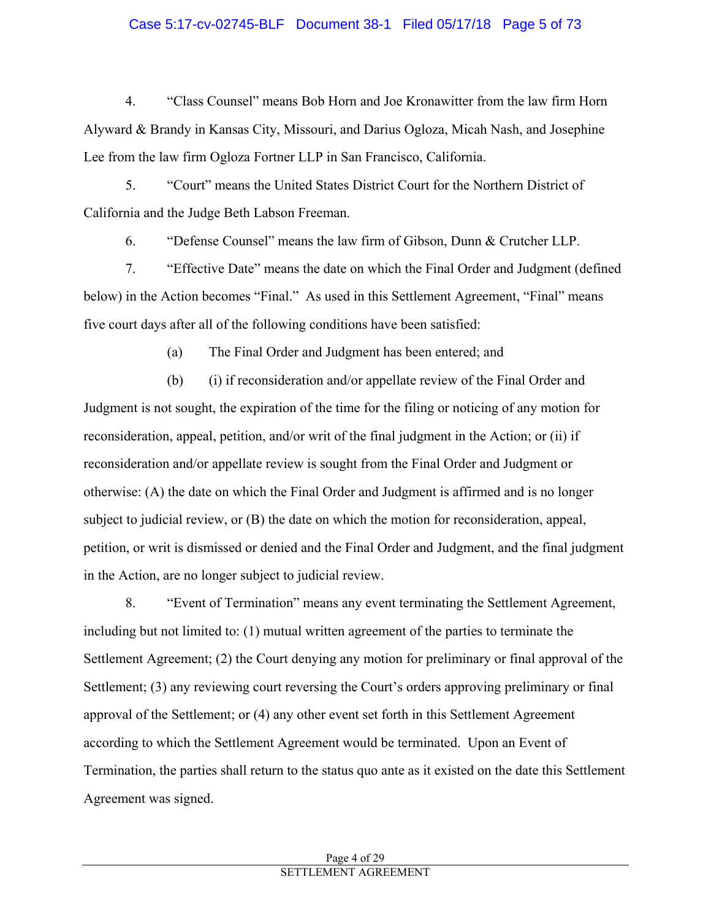4. "Class Counsel" means Bob Horn and Joe Kronawitter from the law firm Horn Alyward & Brandy in Kansas City, Missouri, and Darius Ogloza, Micah Nash, and Josephine Lee from the law firm Ogloza Fortner LLP in San Francisco, California.

5. "Court" means the United States District Court for the Northern District of California and the Judge Beth Labson Freeman.

6. "Defense Counsel" means the law firm of Gibson, Dunn & Crutcher LLP.

7. "Effective Date" means the date on which the Final Order and Judgment (defined below) in the Action becomes "Final." As used in this Settlement Agreement, "Final" means five court days after all of the following conditions have been satisfied:

(a) The Final Order and Judgment has been entered; and

(b) (i) if reconsideration and/or appellate review of the Final Order and Judgment is not sought, the expiration of the time for the filing or noticing of any motion for reconsideration, appeal, petition, and/or writ of the final judgment in the Action; or (ii) if reconsideration and/or appellate review is sought from the Final Order and Judgment or otherwise: (A) the date on which the Final Order and Judgment is affirmed and is no longer subject to judicial review, or (B) the date on which the motion for reconsideration, appeal, petition, or writ is dismissed or denied and the Final Order and Judgment, and the final judgment in the Action, are no longer subject to judicial review.

8. "Event of Termination" means any event terminating the Settlement Agreement, including but not limited to: (1) mutual written agreement of the parties to terminate the Settlement Agreement; (2) the Court denying any motion for preliminary or final approval of the Settlement; (3) any reviewing court reversing the Court's orders approving preliminary or final approval of the Settlement; or (4) any other event set forth in this Settlement Agreement according to which the Settlement Agreement would be terminated. Upon an Event of Termination, the parties shall return to the status quo ante as it existed on the date this Settlement Agreement was signed.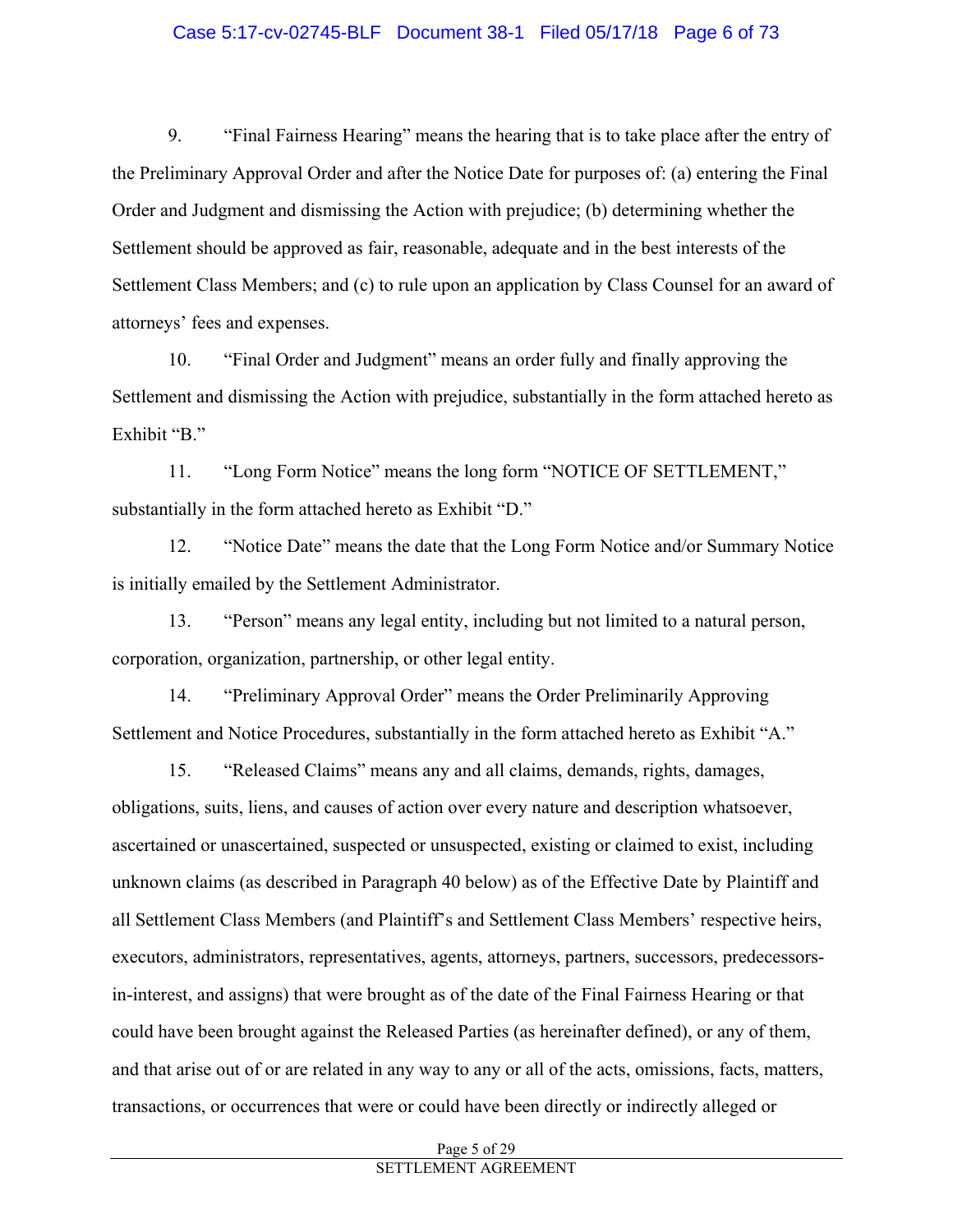9. "Final Fairness Hearing" means the hearing that is to take place after the entry of the Preliminary Approval Order and after the Notice Date for purposes of: (a) entering the Final Order and Judgment and dismissing the Action with prejudice; (b) determining whether the Settlement should be approved as fair, reasonable, adequate and in the best interests of the Settlement Class Members; and (c) to rule upon an application by Class Counsel for an award of attorneys' fees and expenses.

10. "Final Order and Judgment" means an order fully and finally approving the Settlement and dismissing the Action with prejudice, substantially in the form attached hereto as Exhibit "B."

11. "Long Form Notice" means the long form "NOTICE OF SETTLEMENT," substantially in the form attached hereto as Exhibit "D."

12. "Notice Date" means the date that the Long Form Notice and/or Summary Notice is initially emailed by the Settlement Administrator.

13. "Person" means any legal entity, including but not limited to a natural person, corporation, organization, partnership, or other legal entity.

14. "Preliminary Approval Order" means the Order Preliminarily Approving Settlement and Notice Procedures, substantially in the form attached hereto as Exhibit "A."

15. "Released Claims" means any and all claims, demands, rights, damages, obligations, suits, liens, and causes of action over every nature and description whatsoever, ascertained or unascertained, suspected or unsuspected, existing or claimed to exist, including unknown claims (as described in Paragraph 40 below) as of the Effective Date by Plaintiff and all Settlement Class Members (and Plaintiff's and Settlement Class Members' respective heirs, executors, administrators, representatives, agents, attorneys, partners, successors, predecessors-in-interest, and assigns) that were brought as of the date of the Final Fairness Hearing or that could have been brought against the Released Parties (as hereinafter defined), or any of them, and that arise out of or are related in any way to any or all of the acts, omissions, facts, matters, transactions, or occurrences that were or could have been directly or indirectly alleged or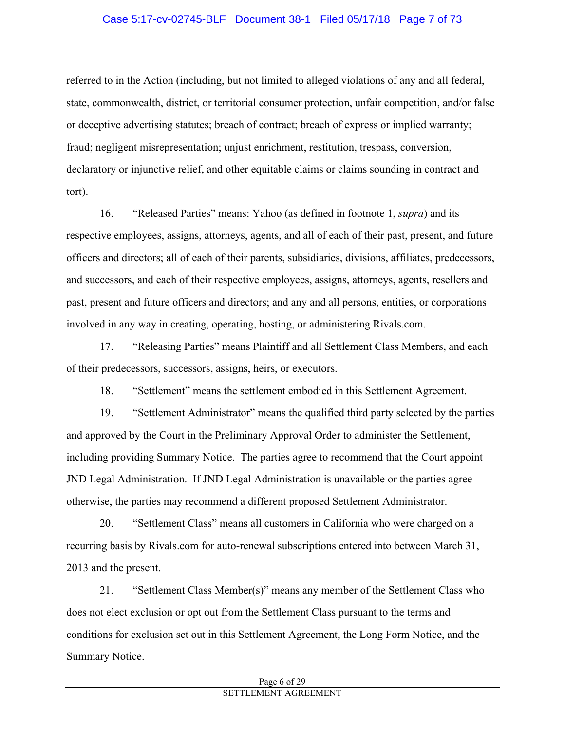referred to in the Action (including, but not limited to alleged violations of any and all federal, state, commonwealth, district, or territorial consumer protection, unfair competition, and/or false or deceptive advertising statutes; breach of contract; breach of express or implied warranty; fraud; negligent misrepresentation; unjust enrichment, restitution, trespass, conversion, declaratory or injunctive relief, and other equitable claims or claims sounding in contract and tort).

16. "Released Parties" means: Yahoo (as defined in footnote 1, *supra*) and its respective employees, assigns, attorneys, agents, and all of each of their past, present, and future officers and directors; all of each of their parents, subsidiaries, divisions, affiliates, predecessors, and successors, and each of their respective employees, assigns, attorneys, agents, resellers and past, present and future officers and directors; and any and all persons, entities, or corporations involved in any way in creating, operating, hosting, or administering Rivals.com.

17. "Releasing Parties" means Plaintiff and all Settlement Class Members, and each of their predecessors, successors, assigns, heirs, or executors.

18. "Settlement" means the settlement embodied in this Settlement Agreement.

19. "Settlement Administrator" means the qualified third party selected by the parties and approved by the Court in the Preliminary Approval Order to administer the Settlement, including providing Summary Notice. The parties agree to recommend that the Court appoint JND Legal Administration. If JND Legal Administration is unavailable or the parties agree otherwise, the parties may recommend a different proposed Settlement Administrator.

20. "Settlement Class" means all customers in California who were charged on a recurring basis by Rivals.com for auto-renewal subscriptions entered into between March 31, 2013 and the present.

21. "Settlement Class Member(s)" means any member of the Settlement Class who does not elect exclusion or opt out from the Settlement Class pursuant to the terms and conditions for exclusion set out in this Settlement Agreement, the Long Form Notice, and the Summary Notice.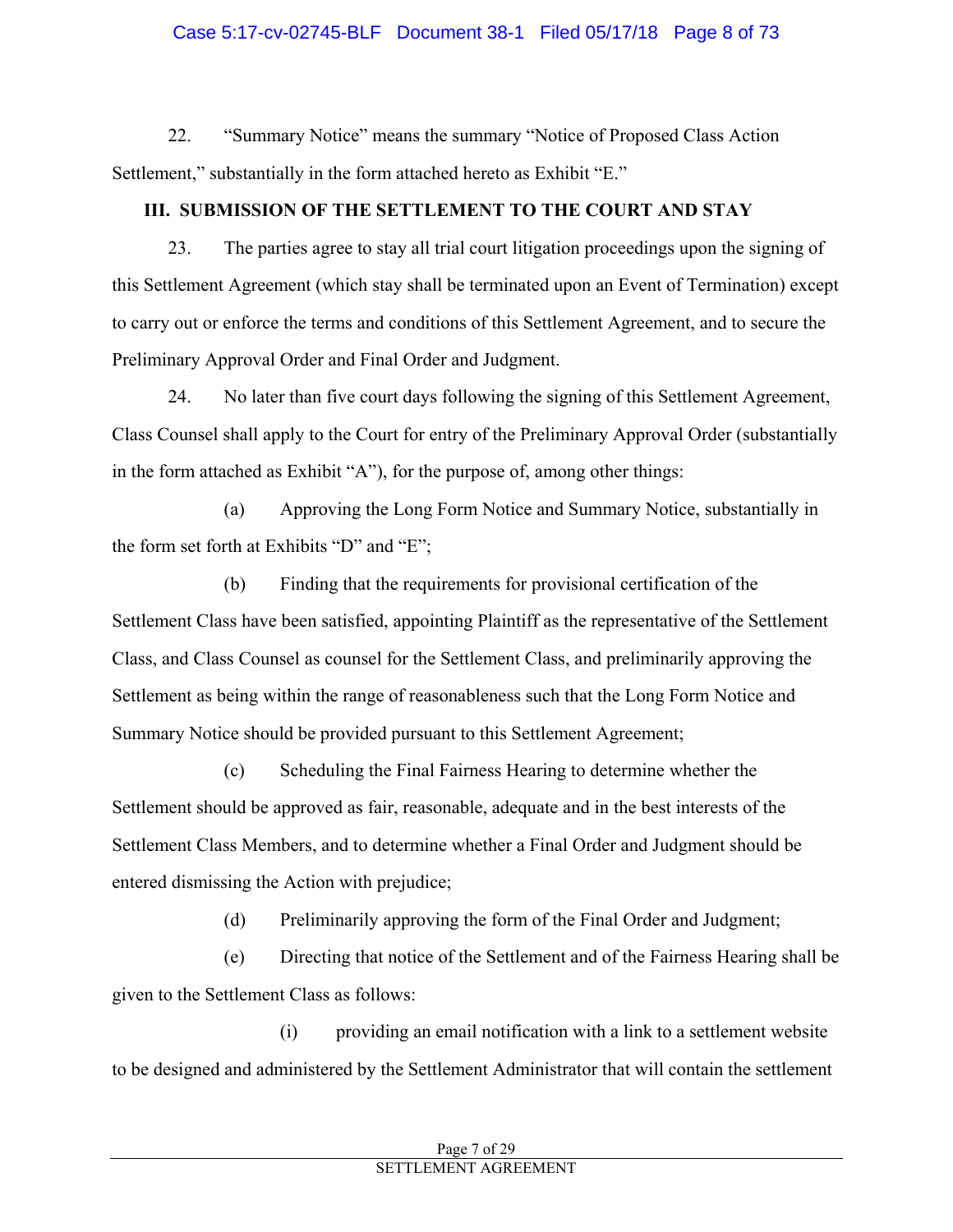22. "Summary Notice" means the summary "Notice of Proposed Class Action Settlement," substantially in the form attached hereto as Exhibit "E."

## III. SUBMISSION OF THE SETTLEMENT TO THE COURT AND STAY

23. The parties agree to stay all trial court litigation proceedings upon the signing of this Settlement Agreement (which stay shall be terminated upon an Event of Termination) except to carry out or enforce the terms and conditions of this Settlement Agreement, and to secure the Preliminary Approval Order and Final Order and Judgment.

24. No later than five court days following the signing of this Settlement Agreement, Class Counsel shall apply to the Court for entry of the Preliminary Approval Order (substantially in the form attached as Exhibit "A"), for the purpose of, among other things:

(a) Approving the Long Form Notice and Summary Notice, substantially in the form set forth at Exhibits "D" and "E";

(b) Finding that the requirements for provisional certification of the Settlement Class have been satisfied, appointing Plaintiff as the representative of the Settlement Class, and Class Counsel as counsel for the Settlement Class, and preliminarily approving the Settlement as being within the range of reasonableness such that the Long Form Notice and Summary Notice should be provided pursuant to this Settlement Agreement;

(c) Scheduling the Final Fairness Hearing to determine whether the Settlement should be approved as fair, reasonable, adequate and in the best interests of the Settlement Class Members, and to determine whether a Final Order and Judgment should be entered dismissing the Action with prejudice;

(d) Preliminarily approving the form of the Final Order and Judgment;

(e) Directing that notice of the Settlement and of the Fairness Hearing shall be given to the Settlement Class as follows:

(i) providing an email notification with a link to a settlement website to be designed and administered by the Settlement Administrator that will contain the settlement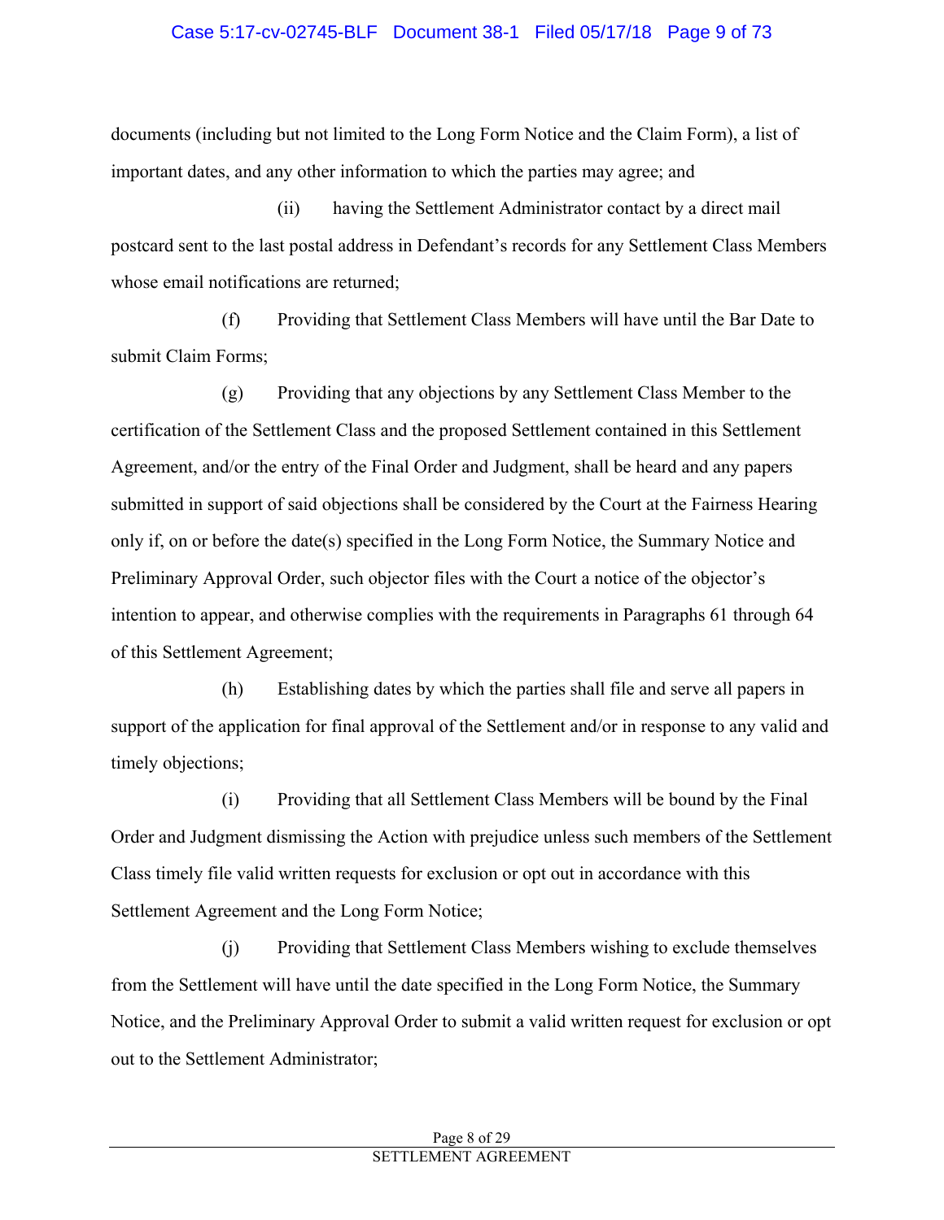documents (including but not limited to the Long Form Notice and the Claim Form), a list of important dates, and any other information to which the parties may agree; and

(ii) having the Settlement Administrator contact by a direct mail postcard sent to the last postal address in Defendant's records for any Settlement Class Members whose email notifications are returned;

(f) Providing that Settlement Class Members will have until the Bar Date to submit Claim Forms;

(g) Providing that any objections by any Settlement Class Member to the certification of the Settlement Class and the proposed Settlement contained in this Settlement Agreement, and/or the entry of the Final Order and Judgment, shall be heard and any papers submitted in support of said objections shall be considered by the Court at the Fairness Hearing only if, on or before the date(s) specified in the Long Form Notice, the Summary Notice and Preliminary Approval Order, such objector files with the Court a notice of the objector's intention to appear, and otherwise complies with the requirements in Paragraphs 61 through 64 of this Settlement Agreement;

(h) Establishing dates by which the parties shall file and serve all papers in support of the application for final approval of the Settlement and/or in response to any valid and timely objections;

(i) Providing that all Settlement Class Members will be bound by the Final Order and Judgment dismissing the Action with prejudice unless such members of the Settlement Class timely file valid written requests for exclusion or opt out in accordance with this Settlement Agreement and the Long Form Notice;

(j) Providing that Settlement Class Members wishing to exclude themselves from the Settlement will have until the date specified in the Long Form Notice, the Summary Notice, and the Preliminary Approval Order to submit a valid written request for exclusion or opt out to the Settlement Administrator;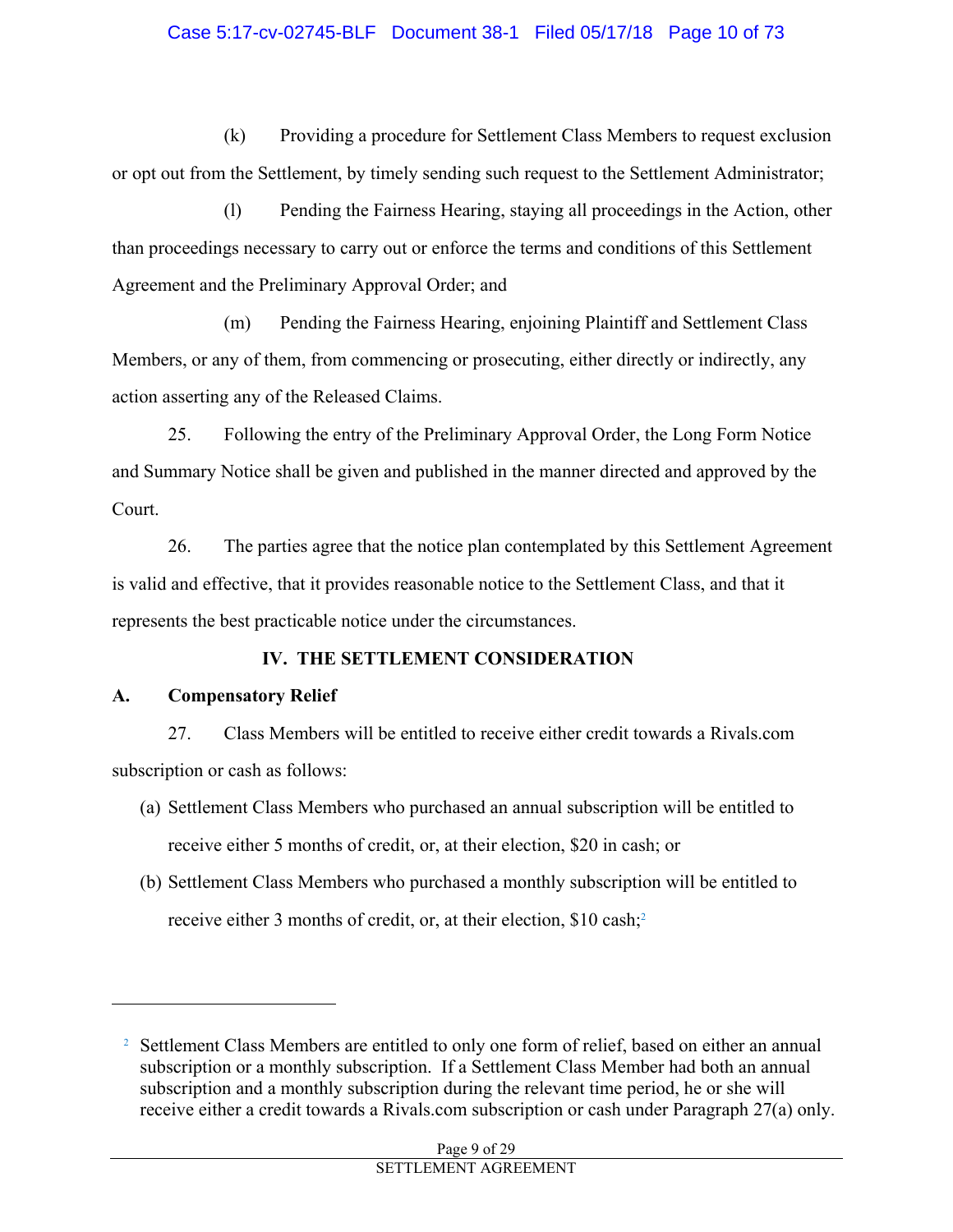(k) Providing a procedure for Settlement Class Members to request exclusion or opt out from the Settlement, by timely sending such request to the Settlement Administrator;

(l) Pending the Fairness Hearing, staying all proceedings in the Action, other than proceedings necessary to carry out or enforce the terms and conditions of this Settlement Agreement and the Preliminary Approval Order; and

(m) Pending the Fairness Hearing, enjoining Plaintiff and Settlement Class Members, or any of them, from commencing or prosecuting, either directly or indirectly, any action asserting any of the Released Claims.

25. Following the entry of the Preliminary Approval Order, the Long Form Notice and Summary Notice shall be given and published in the manner directed and approved by the Court.

26. The parties agree that the notice plan contemplated by this Settlement Agreement is valid and effective, that it provides reasonable notice to the Settlement Class, and that it represents the best practicable notice under the circumstances.

## IV. THE SETTLEMENT CONSIDERATION

### A. Compensatory Relief

27. Class Members will be entitled to receive either credit towards a Rivals.com subscription or cash as follows:

(a) Settlement Class Members who purchased an annual subscription will be entitled to receive either 5 months of credit, or, at their election, $20 in cash; or

(b) Settlement Class Members who purchased a monthly subscription will be entitled to receive either 3 months of credit, or, at their election, $10 cash;[2]

---

[2] Settlement Class Members are entitled to only one form of relief, based on either an annual subscription or a monthly subscription. If a Settlement Class Member had both an annual subscription and a monthly subscription during the relevant time period, he or she will receive either a credit towards a Rivals.com subscription or cash under Paragraph 27(a) only.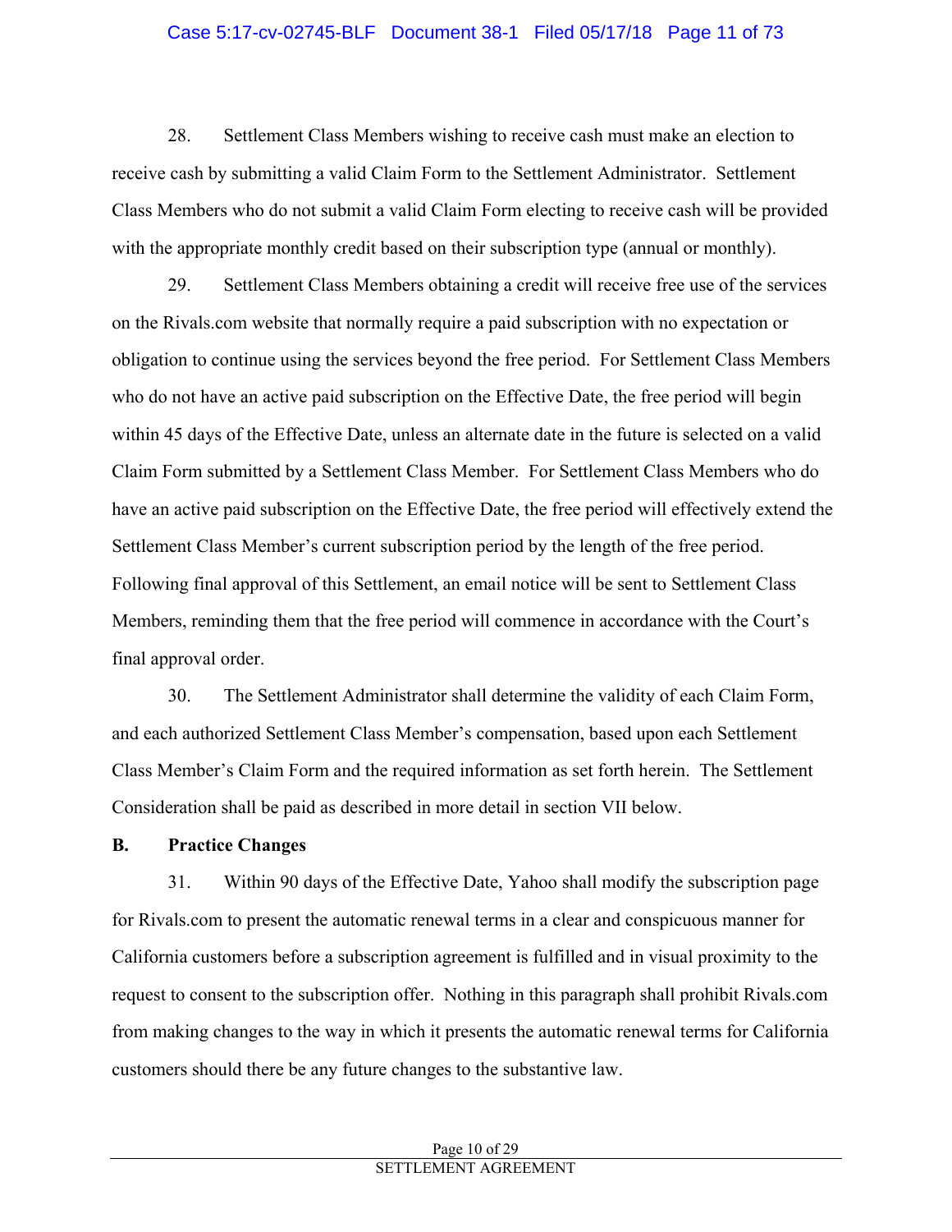28. Settlement Class Members wishing to receive cash must make an election to receive cash by submitting a valid Claim Form to the Settlement Administrator. Settlement Class Members who do not submit a valid Claim Form electing to receive cash will be provided with the appropriate monthly credit based on their subscription type (annual or monthly).

29. Settlement Class Members obtaining a credit will receive free use of the services on the Rivals.com website that normally require a paid subscription with no expectation or obligation to continue using the services beyond the free period. For Settlement Class Members who do not have an active paid subscription on the Effective Date, the free period will begin within 45 days of the Effective Date, unless an alternate date in the future is selected on a valid Claim Form submitted by a Settlement Class Member. For Settlement Class Members who do have an active paid subscription on the Effective Date, the free period will effectively extend the Settlement Class Member's current subscription period by the length of the free period. Following final approval of this Settlement, an email notice will be sent to Settlement Class Members, reminding them that the free period will commence in accordance with the Court's final approval order.

30. The Settlement Administrator shall determine the validity of each Claim Form, and each authorized Settlement Class Member's compensation, based upon each Settlement Class Member's Claim Form and the required information as set forth herein. The Settlement Consideration shall be paid as described in more detail in section VII below.

**B. Practice Changes**

31. Within 90 days of the Effective Date, Yahoo shall modify the subscription page for Rivals.com to present the automatic renewal terms in a clear and conspicuous manner for California customers before a subscription agreement is fulfilled and in visual proximity to the request to consent to the subscription offer. Nothing in this paragraph shall prohibit Rivals.com from making changes to the way in which it presents the automatic renewal terms for California customers should there be any future changes to the substantive law.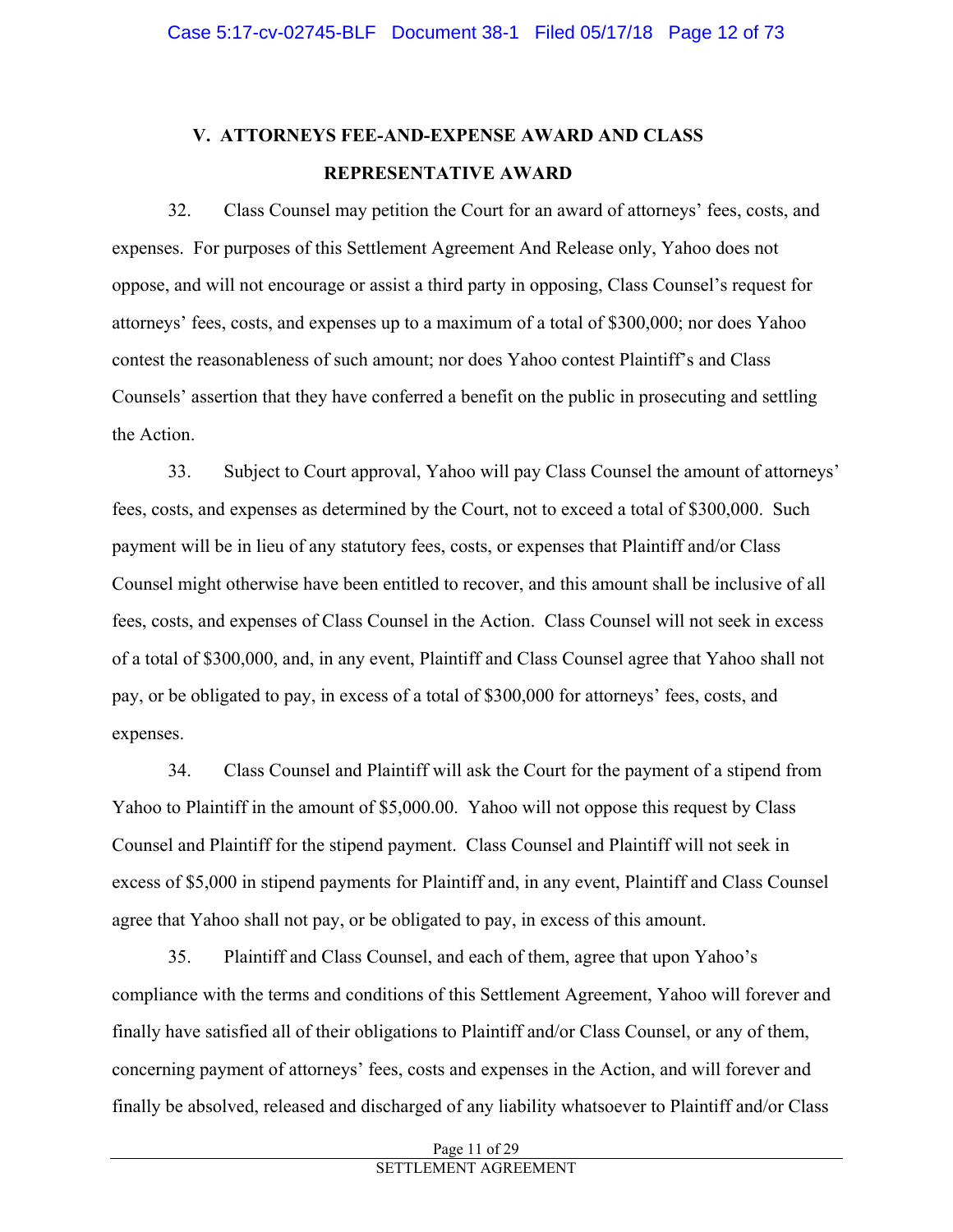## V. ATTORNEYS FEE-AND-EXPENSE AWARD AND CLASS REPRESENTATIVE AWARD

32. Class Counsel may petition the Court for an award of attorneys' fees, costs, and expenses. For purposes of this Settlement Agreement And Release only, Yahoo does not oppose, and will not encourage or assist a third party in opposing, Class Counsel's request for attorneys' fees, costs, and expenses up to a maximum of a total of $300,000; nor does Yahoo contest the reasonableness of such amount; nor does Yahoo contest Plaintiff's and Class Counsels' assertion that they have conferred a benefit on the public in prosecuting and settling the Action.

33. Subject to Court approval, Yahoo will pay Class Counsel the amount of attorneys' fees, costs, and expenses as determined by the Court, not to exceed a total of $300,000. Such payment will be in lieu of any statutory fees, costs, or expenses that Plaintiff and/or Class Counsel might otherwise have been entitled to recover, and this amount shall be inclusive of all fees, costs, and expenses of Class Counsel in the Action. Class Counsel will not seek in excess of a total of $300,000, and, in any event, Plaintiff and Class Counsel agree that Yahoo shall not pay, or be obligated to pay, in excess of a total of $300,000 for attorneys' fees, costs, and expenses.

34. Class Counsel and Plaintiff will ask the Court for the payment of a stipend from Yahoo to Plaintiff in the amount of $5,000.00. Yahoo will not oppose this request by Class Counsel and Plaintiff for the stipend payment. Class Counsel and Plaintiff will not seek in excess of $5,000 in stipend payments for Plaintiff and, in any event, Plaintiff and Class Counsel agree that Yahoo shall not pay, or be obligated to pay, in excess of this amount.

35. Plaintiff and Class Counsel, and each of them, agree that upon Yahoo's compliance with the terms and conditions of this Settlement Agreement, Yahoo will forever and finally have satisfied all of their obligations to Plaintiff and/or Class Counsel, or any of them, concerning payment of attorneys' fees, costs and expenses in the Action, and will forever and finally be absolved, released and discharged of any liability whatsoever to Plaintiff and/or Class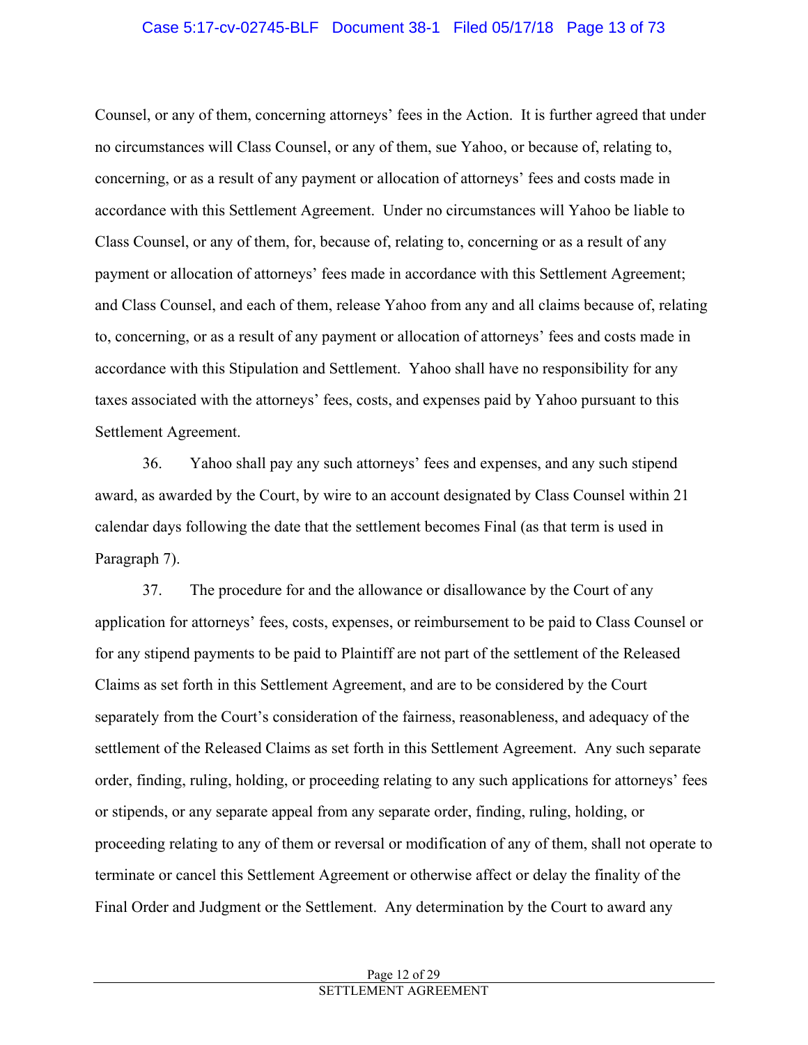Counsel, or any of them, concerning attorneys' fees in the Action. It is further agreed that under no circumstances will Class Counsel, or any of them, sue Yahoo, or because of, relating to, concerning, or as a result of any payment or allocation of attorneys' fees and costs made in accordance with this Settlement Agreement. Under no circumstances will Yahoo be liable to Class Counsel, or any of them, for, because of, relating to, concerning or as a result of any payment or allocation of attorneys' fees made in accordance with this Settlement Agreement; and Class Counsel, and each of them, release Yahoo from any and all claims because of, relating to, concerning, or as a result of any payment or allocation of attorneys' fees and costs made in accordance with this Stipulation and Settlement. Yahoo shall have no responsibility for any taxes associated with the attorneys' fees, costs, and expenses paid by Yahoo pursuant to this Settlement Agreement.

36. Yahoo shall pay any such attorneys' fees and expenses, and any such stipend award, as awarded by the Court, by wire to an account designated by Class Counsel within 21 calendar days following the date that the settlement becomes Final (as that term is used in Paragraph 7).

37. The procedure for and the allowance or disallowance by the Court of any application for attorneys' fees, costs, expenses, or reimbursement to be paid to Class Counsel or for any stipend payments to be paid to Plaintiff are not part of the settlement of the Released Claims as set forth in this Settlement Agreement, and are to be considered by the Court separately from the Court's consideration of the fairness, reasonableness, and adequacy of the settlement of the Released Claims as set forth in this Settlement Agreement. Any such separate order, finding, ruling, holding, or proceeding relating to any such applications for attorneys' fees or stipends, or any separate appeal from any separate order, finding, ruling, holding, or proceeding relating to any of them or reversal or modification of any of them, shall not operate to terminate or cancel this Settlement Agreement or otherwise affect or delay the finality of the Final Order and Judgment or the Settlement. Any determination by the Court to award any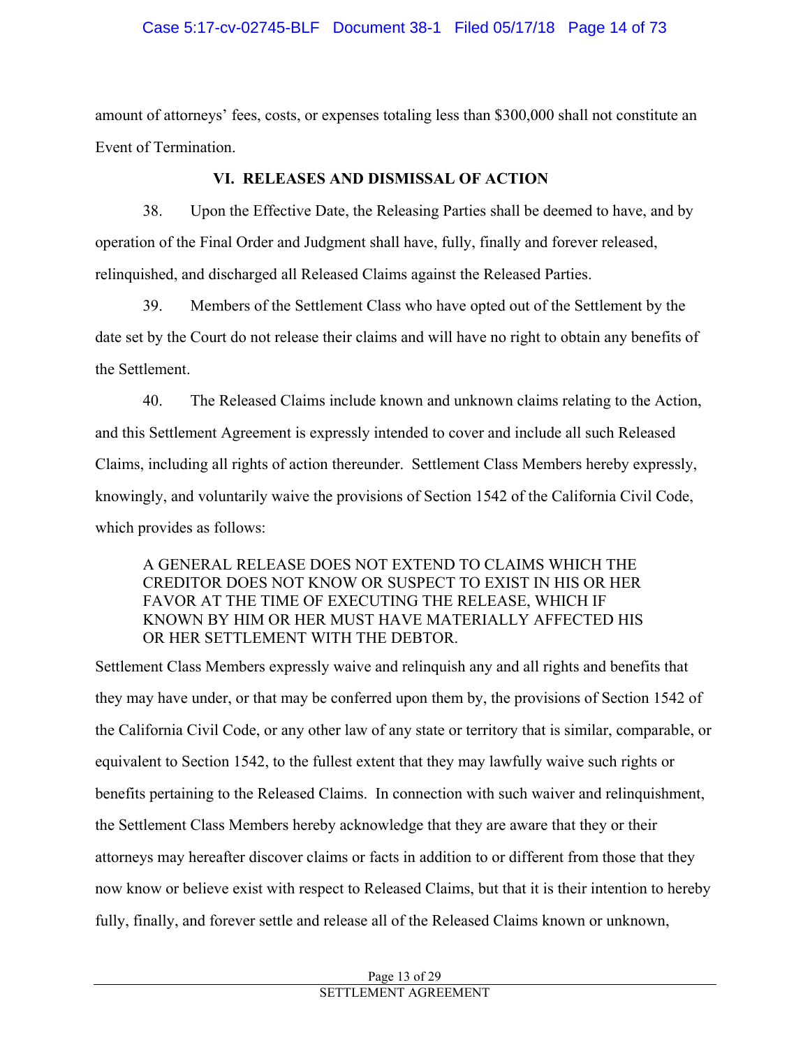amount of attorneys' fees, costs, or expenses totaling less than $300,000 shall not constitute an Event of Termination.

## VI. RELEASES AND DISMISSAL OF ACTION

38. Upon the Effective Date, the Releasing Parties shall be deemed to have, and by operation of the Final Order and Judgment shall have, fully, finally and forever released, relinquished, and discharged all Released Claims against the Released Parties.

39. Members of the Settlement Class who have opted out of the Settlement by the date set by the Court do not release their claims and will have no right to obtain any benefits of the Settlement.

40. The Released Claims include known and unknown claims relating to the Action, and this Settlement Agreement is expressly intended to cover and include all such Released Claims, including all rights of action thereunder. Settlement Class Members hereby expressly, knowingly, and voluntarily waive the provisions of Section 1542 of the California Civil Code, which provides as follows:

> A GENERAL RELEASE DOES NOT EXTEND TO CLAIMS WHICH THE CREDITOR DOES NOT KNOW OR SUSPECT TO EXIST IN HIS OR HER FAVOR AT THE TIME OF EXECUTING THE RELEASE, WHICH IF KNOWN BY HIM OR HER MUST HAVE MATERIALLY AFFECTED HIS OR HER SETTLEMENT WITH THE DEBTOR.

Settlement Class Members expressly waive and relinquish any and all rights and benefits that they may have under, or that may be conferred upon them by, the provisions of Section 1542 of the California Civil Code, or any other law of any state or territory that is similar, comparable, or equivalent to Section 1542, to the fullest extent that they may lawfully waive such rights or benefits pertaining to the Released Claims. In connection with such waiver and relinquishment, the Settlement Class Members hereby acknowledge that they are aware that they or their attorneys may hereafter discover claims or facts in addition to or different from those that they now know or believe exist with respect to Released Claims, but that it is their intention to hereby fully, finally, and forever settle and release all of the Released Claims known or unknown,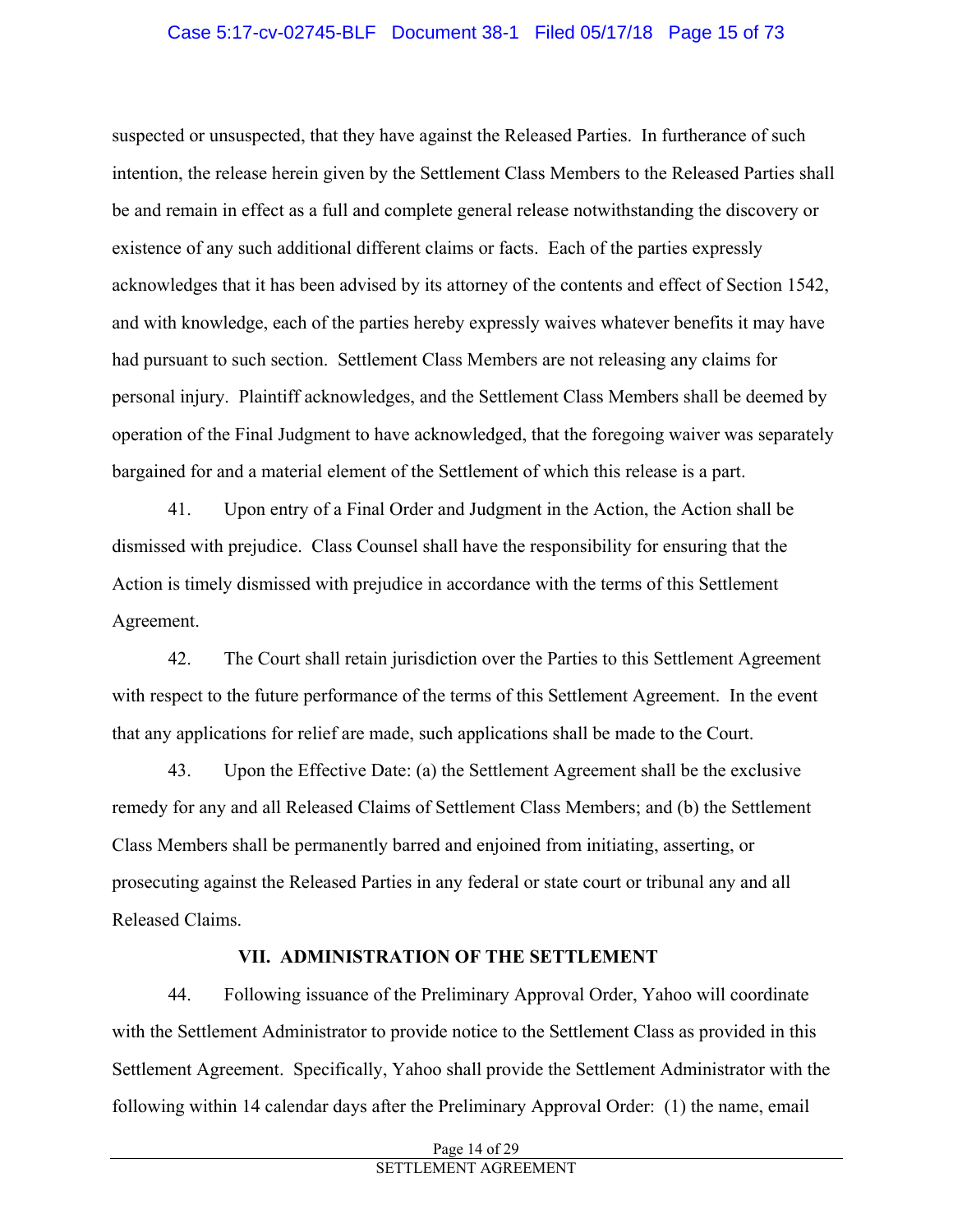suspected or unsuspected, that they have against the Released Parties. In furtherance of such intention, the release herein given by the Settlement Class Members to the Released Parties shall be and remain in effect as a full and complete general release notwithstanding the discovery or existence of any such additional different claims or facts. Each of the parties expressly acknowledges that it has been advised by its attorney of the contents and effect of Section 1542, and with knowledge, each of the parties hereby expressly waives whatever benefits it may have had pursuant to such section. Settlement Class Members are not releasing any claims for personal injury. Plaintiff acknowledges, and the Settlement Class Members shall be deemed by operation of the Final Judgment to have acknowledged, that the foregoing waiver was separately bargained for and a material element of the Settlement of which this release is a part.

41. Upon entry of a Final Order and Judgment in the Action, the Action shall be dismissed with prejudice. Class Counsel shall have the responsibility for ensuring that the Action is timely dismissed with prejudice in accordance with the terms of this Settlement Agreement.

42. The Court shall retain jurisdiction over the Parties to this Settlement Agreement with respect to the future performance of the terms of this Settlement Agreement. In the event that any applications for relief are made, such applications shall be made to the Court.

43. Upon the Effective Date: (a) the Settlement Agreement shall be the exclusive remedy for any and all Released Claims of Settlement Class Members; and (b) the Settlement Class Members shall be permanently barred and enjoined from initiating, asserting, or prosecuting against the Released Parties in any federal or state court or tribunal any and all Released Claims.

## VII. ADMINISTRATION OF THE SETTLEMENT

44. Following issuance of the Preliminary Approval Order, Yahoo will coordinate with the Settlement Administrator to provide notice to the Settlement Class as provided in this Settlement Agreement. Specifically, Yahoo shall provide the Settlement Administrator with the following within 14 calendar days after the Preliminary Approval Order: (1) the name, email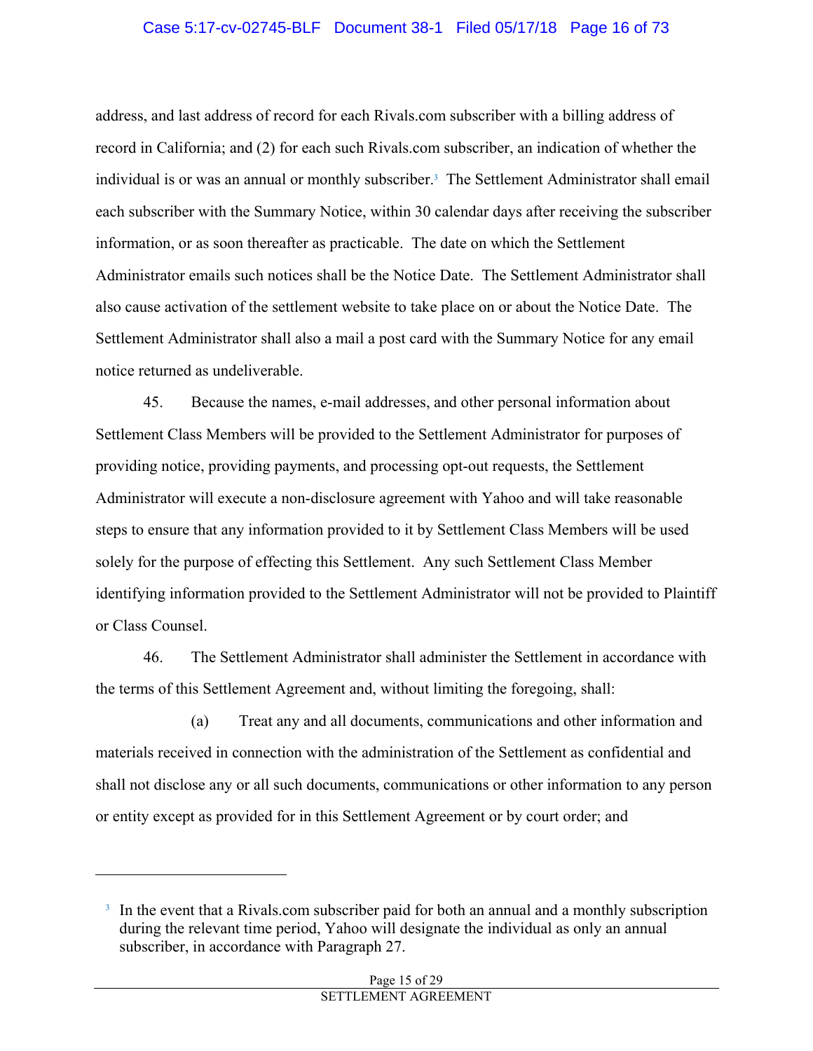address, and last address of record for each Rivals.com subscriber with a billing address of record in California; and (2) for each such Rivals.com subscriber, an indication of whether the individual is or was an annual or monthly subscriber.[3] The Settlement Administrator shall email each subscriber with the Summary Notice, within 30 calendar days after receiving the subscriber information, or as soon thereafter as practicable. The date on which the Settlement Administrator emails such notices shall be the Notice Date. The Settlement Administrator shall also cause activation of the settlement website to take place on or about the Notice Date. The Settlement Administrator shall also a mail a post card with the Summary Notice for any email notice returned as undeliverable.

45. Because the names, e-mail addresses, and other personal information about Settlement Class Members will be provided to the Settlement Administrator for purposes of providing notice, providing payments, and processing opt-out requests, the Settlement Administrator will execute a non-disclosure agreement with Yahoo and will take reasonable steps to ensure that any information provided to it by Settlement Class Members will be used solely for the purpose of effecting this Settlement. Any such Settlement Class Member identifying information provided to the Settlement Administrator will not be provided to Plaintiff or Class Counsel.

46. The Settlement Administrator shall administer the Settlement in accordance with the terms of this Settlement Agreement and, without limiting the foregoing, shall:

(a) Treat any and all documents, communications and other information and materials received in connection with the administration of the Settlement as confidential and shall not disclose any or all such documents, communications or other information to any person or entity except as provided for in this Settlement Agreement or by court order; and

---

[3] In the event that a Rivals.com subscriber paid for both an annual and a monthly subscription during the relevant time period, Yahoo will designate the individual as only an annual subscriber, in accordance with Paragraph 27.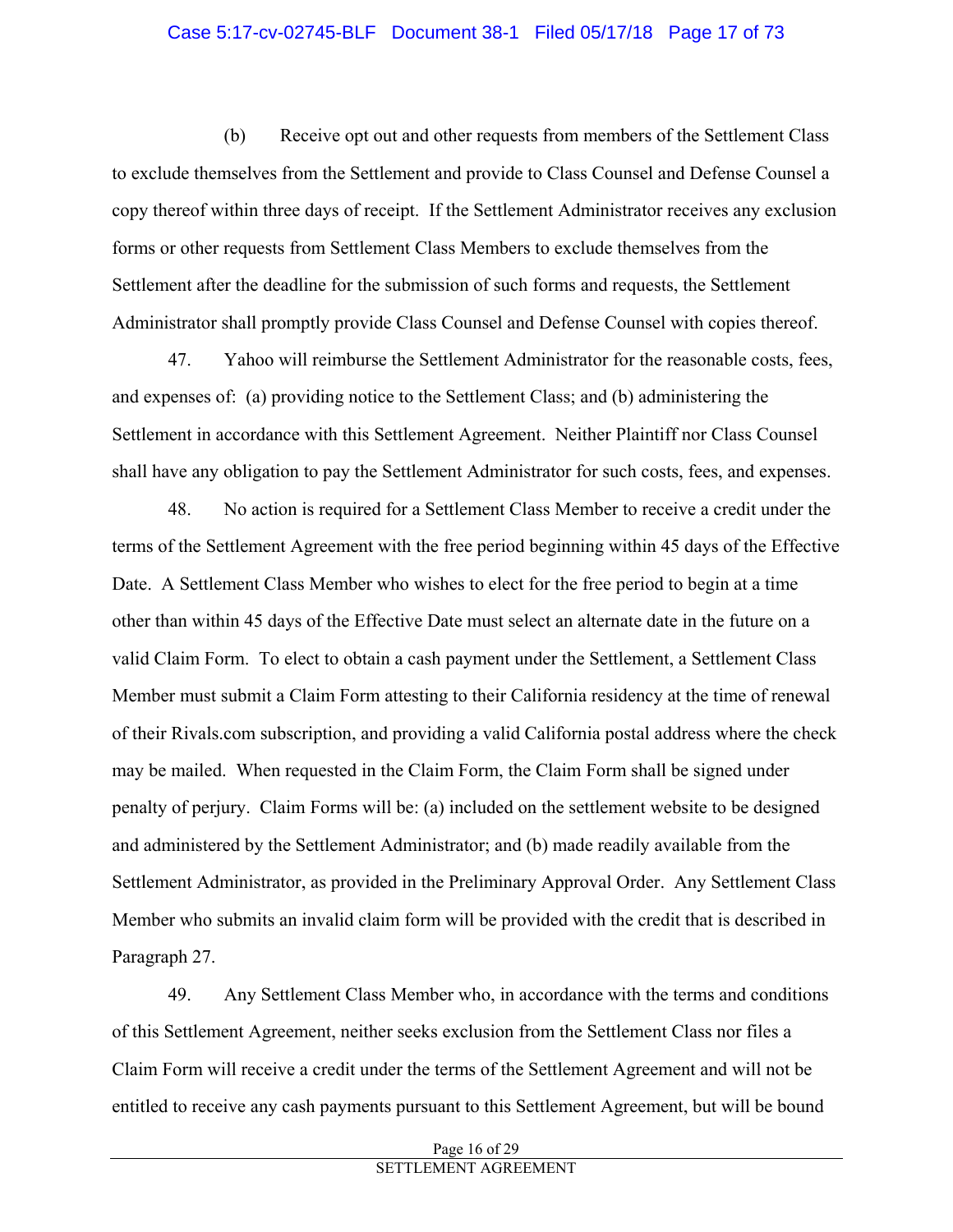(b) Receive opt out and other requests from members of the Settlement Class to exclude themselves from the Settlement and provide to Class Counsel and Defense Counsel a copy thereof within three days of receipt. If the Settlement Administrator receives any exclusion forms or other requests from Settlement Class Members to exclude themselves from the Settlement after the deadline for the submission of such forms and requests, the Settlement Administrator shall promptly provide Class Counsel and Defense Counsel with copies thereof.

47. Yahoo will reimburse the Settlement Administrator for the reasonable costs, fees, and expenses of: (a) providing notice to the Settlement Class; and (b) administering the Settlement in accordance with this Settlement Agreement. Neither Plaintiff nor Class Counsel shall have any obligation to pay the Settlement Administrator for such costs, fees, and expenses.

48. No action is required for a Settlement Class Member to receive a credit under the terms of the Settlement Agreement with the free period beginning within 45 days of the Effective Date. A Settlement Class Member who wishes to elect for the free period to begin at a time other than within 45 days of the Effective Date must select an alternate date in the future on a valid Claim Form. To elect to obtain a cash payment under the Settlement, a Settlement Class Member must submit a Claim Form attesting to their California residency at the time of renewal of their Rivals.com subscription, and providing a valid California postal address where the check may be mailed. When requested in the Claim Form, the Claim Form shall be signed under penalty of perjury. Claim Forms will be: (a) included on the settlement website to be designed and administered by the Settlement Administrator; and (b) made readily available from the Settlement Administrator, as provided in the Preliminary Approval Order. Any Settlement Class Member who submits an invalid claim form will be provided with the credit that is described in Paragraph 27.

49. Any Settlement Class Member who, in accordance with the terms and conditions of this Settlement Agreement, neither seeks exclusion from the Settlement Class nor files a Claim Form will receive a credit under the terms of the Settlement Agreement and will not be entitled to receive any cash payments pursuant to this Settlement Agreement, but will be bound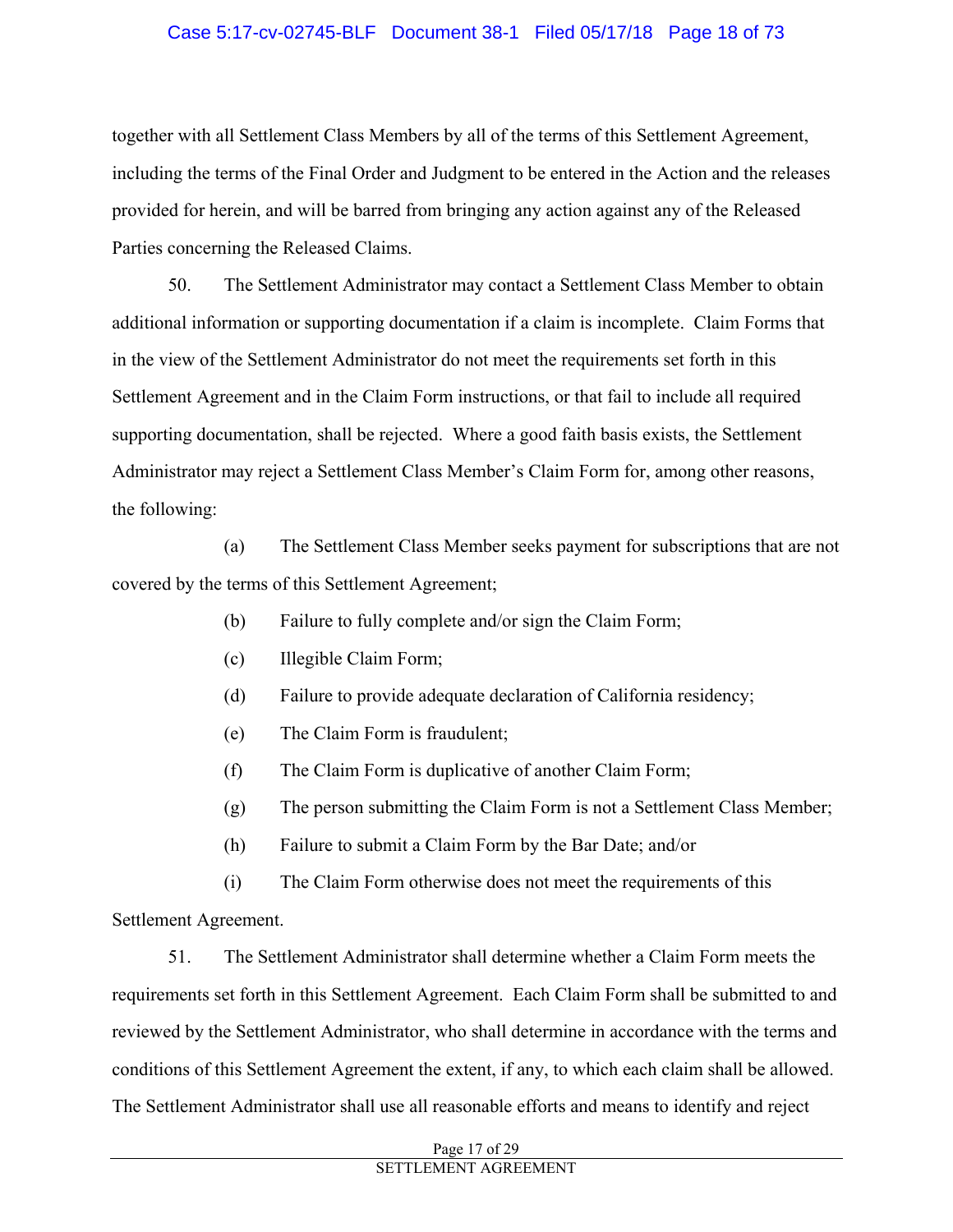together with all Settlement Class Members by all of the terms of this Settlement Agreement, including the terms of the Final Order and Judgment to be entered in the Action and the releases provided for herein, and will be barred from bringing any action against any of the Released Parties concerning the Released Claims.

50. The Settlement Administrator may contact a Settlement Class Member to obtain additional information or supporting documentation if a claim is incomplete. Claim Forms that in the view of the Settlement Administrator do not meet the requirements set forth in this Settlement Agreement and in the Claim Form instructions, or that fail to include all required supporting documentation, shall be rejected. Where a good faith basis exists, the Settlement Administrator may reject a Settlement Class Member's Claim Form for, among other reasons, the following:

(a) The Settlement Class Member seeks payment for subscriptions that are not covered by the terms of this Settlement Agreement;

(b) Failure to fully complete and/or sign the Claim Form;

(c) Illegible Claim Form;

(d) Failure to provide adequate declaration of California residency;

(e) The Claim Form is fraudulent;

(f) The Claim Form is duplicative of another Claim Form;

(g) The person submitting the Claim Form is not a Settlement Class Member;

(h) Failure to submit a Claim Form by the Bar Date; and/or

(i) The Claim Form otherwise does not meet the requirements of this Settlement Agreement.

51. The Settlement Administrator shall determine whether a Claim Form meets the requirements set forth in this Settlement Agreement. Each Claim Form shall be submitted to and reviewed by the Settlement Administrator, who shall determine in accordance with the terms and conditions of this Settlement Agreement the extent, if any, to which each claim shall be allowed. The Settlement Administrator shall use all reasonable efforts and means to identify and reject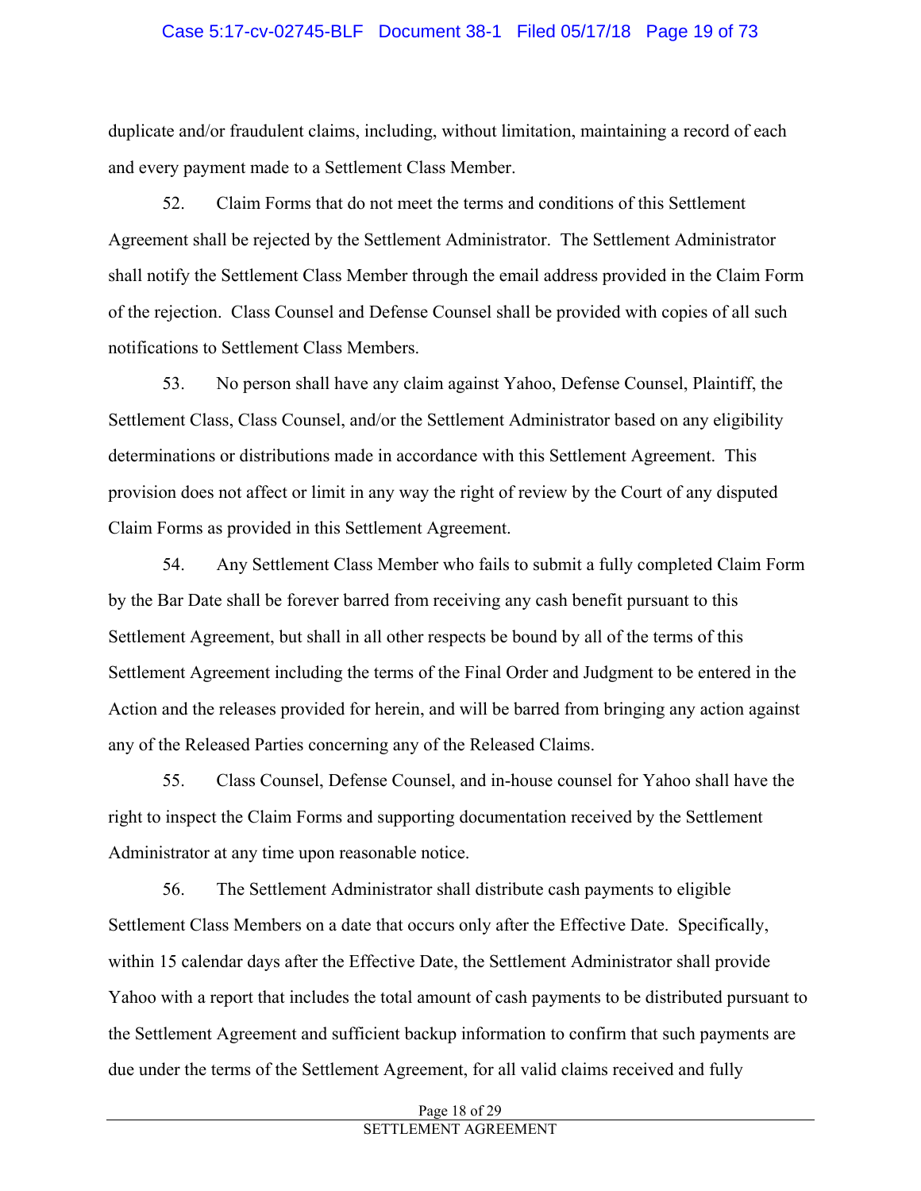duplicate and/or fraudulent claims, including, without limitation, maintaining a record of each and every payment made to a Settlement Class Member.

52. Claim Forms that do not meet the terms and conditions of this Settlement Agreement shall be rejected by the Settlement Administrator. The Settlement Administrator shall notify the Settlement Class Member through the email address provided in the Claim Form of the rejection. Class Counsel and Defense Counsel shall be provided with copies of all such notifications to Settlement Class Members.

53. No person shall have any claim against Yahoo, Defense Counsel, Plaintiff, the Settlement Class, Class Counsel, and/or the Settlement Administrator based on any eligibility determinations or distributions made in accordance with this Settlement Agreement. This provision does not affect or limit in any way the right of review by the Court of any disputed Claim Forms as provided in this Settlement Agreement.

54. Any Settlement Class Member who fails to submit a fully completed Claim Form by the Bar Date shall be forever barred from receiving any cash benefit pursuant to this Settlement Agreement, but shall in all other respects be bound by all of the terms of this Settlement Agreement including the terms of the Final Order and Judgment to be entered in the Action and the releases provided for herein, and will be barred from bringing any action against any of the Released Parties concerning any of the Released Claims.

55. Class Counsel, Defense Counsel, and in-house counsel for Yahoo shall have the right to inspect the Claim Forms and supporting documentation received by the Settlement Administrator at any time upon reasonable notice.

56. The Settlement Administrator shall distribute cash payments to eligible Settlement Class Members on a date that occurs only after the Effective Date. Specifically, within 15 calendar days after the Effective Date, the Settlement Administrator shall provide Yahoo with a report that includes the total amount of cash payments to be distributed pursuant to the Settlement Agreement and sufficient backup information to confirm that such payments are due under the terms of the Settlement Agreement, for all valid claims received and fully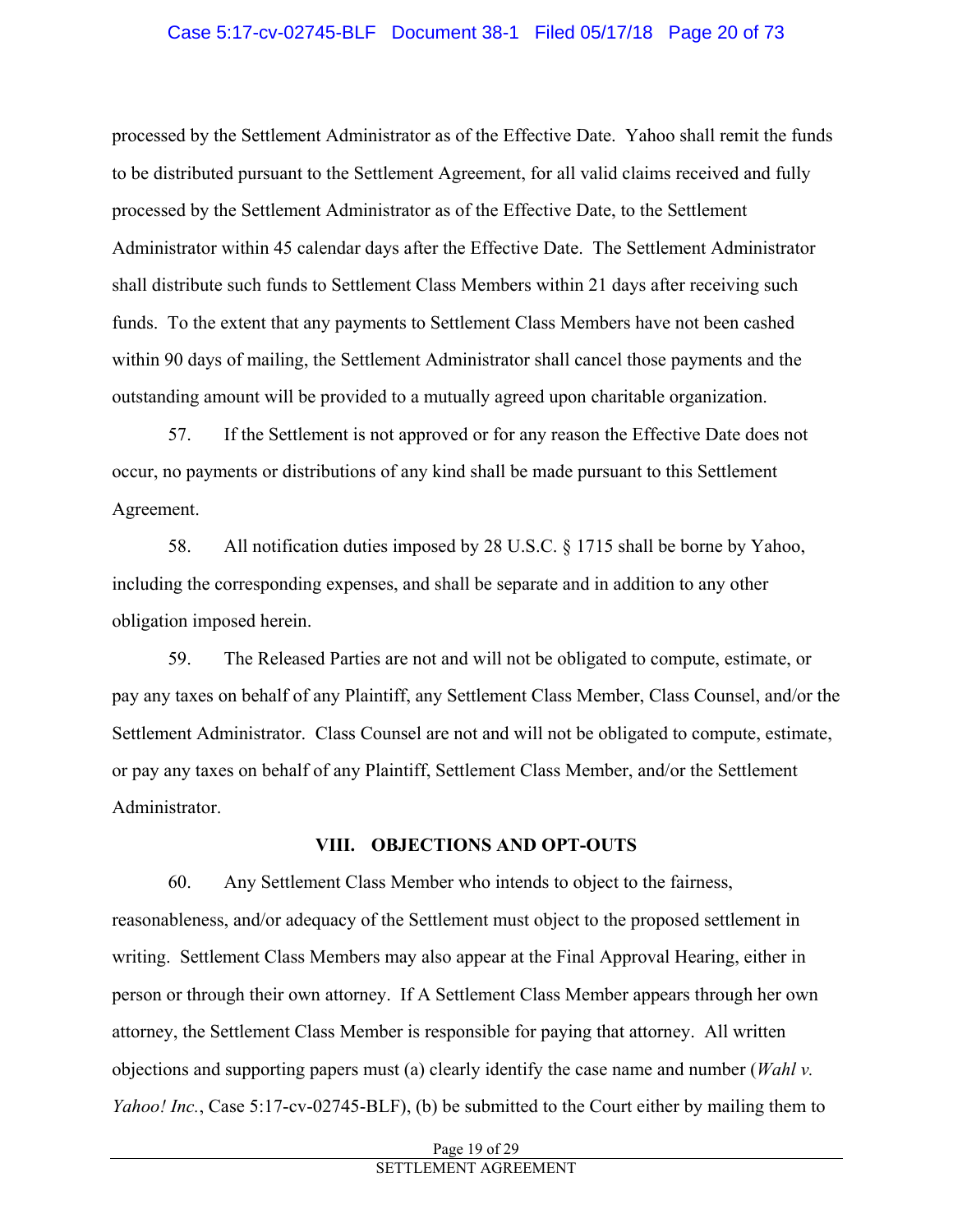processed by the Settlement Administrator as of the Effective Date. Yahoo shall remit the funds to be distributed pursuant to the Settlement Agreement, for all valid claims received and fully processed by the Settlement Administrator as of the Effective Date, to the Settlement Administrator within 45 calendar days after the Effective Date. The Settlement Administrator shall distribute such funds to Settlement Class Members within 21 days after receiving such funds. To the extent that any payments to Settlement Class Members have not been cashed within 90 days of mailing, the Settlement Administrator shall cancel those payments and the outstanding amount will be provided to a mutually agreed upon charitable organization.

57. If the Settlement is not approved or for any reason the Effective Date does not occur, no payments or distributions of any kind shall be made pursuant to this Settlement Agreement.

58. All notification duties imposed by 28 U.S.C. § 1715 shall be borne by Yahoo, including the corresponding expenses, and shall be separate and in addition to any other obligation imposed herein.

59. The Released Parties are not and will not be obligated to compute, estimate, or pay any taxes on behalf of any Plaintiff, any Settlement Class Member, Class Counsel, and/or the Settlement Administrator. Class Counsel are not and will not be obligated to compute, estimate, or pay any taxes on behalf of any Plaintiff, Settlement Class Member, and/or the Settlement Administrator.

## VIII. OBJECTIONS AND OPT-OUTS

60. Any Settlement Class Member who intends to object to the fairness, reasonableness, and/or adequacy of the Settlement must object to the proposed settlement in writing. Settlement Class Members may also appear at the Final Approval Hearing, either in person or through their own attorney. If A Settlement Class Member appears through her own attorney, the Settlement Class Member is responsible for paying that attorney. All written objections and supporting papers must (a) clearly identify the case name and number (*Wahl v. Yahoo! Inc.*, Case 5:17-cv-02745-BLF), (b) be submitted to the Court either by mailing them to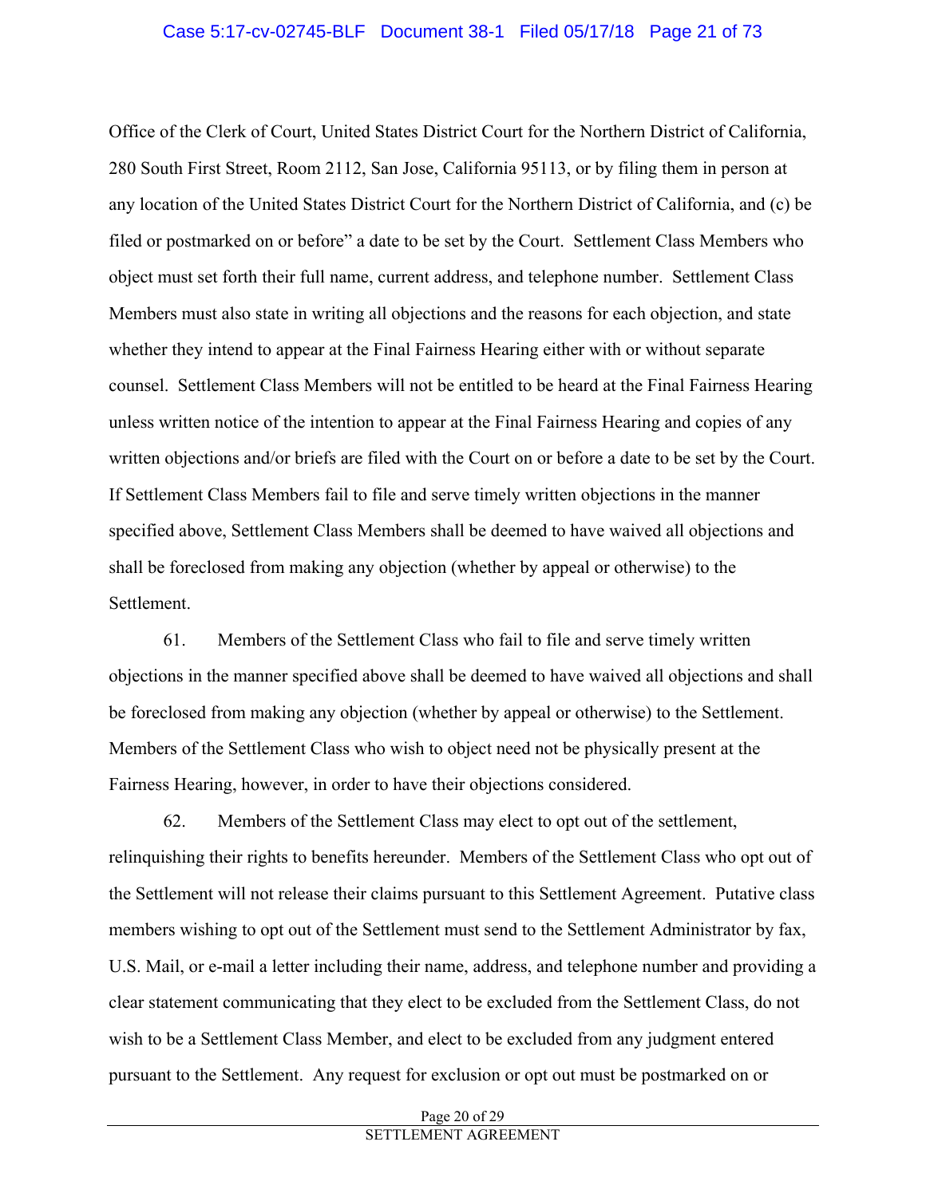Office of the Clerk of Court, United States District Court for the Northern District of California, 280 South First Street, Room 2112, San Jose, California 95113, or by filing them in person at any location of the United States District Court for the Northern District of California, and (c) be filed or postmarked on or before" a date to be set by the Court. Settlement Class Members who object must set forth their full name, current address, and telephone number. Settlement Class Members must also state in writing all objections and the reasons for each objection, and state whether they intend to appear at the Final Fairness Hearing either with or without separate counsel. Settlement Class Members will not be entitled to be heard at the Final Fairness Hearing unless written notice of the intention to appear at the Final Fairness Hearing and copies of any written objections and/or briefs are filed with the Court on or before a date to be set by the Court. If Settlement Class Members fail to file and serve timely written objections in the manner specified above, Settlement Class Members shall be deemed to have waived all objections and shall be foreclosed from making any objection (whether by appeal or otherwise) to the Settlement.

61. Members of the Settlement Class who fail to file and serve timely written objections in the manner specified above shall be deemed to have waived all objections and shall be foreclosed from making any objection (whether by appeal or otherwise) to the Settlement. Members of the Settlement Class who wish to object need not be physically present at the Fairness Hearing, however, in order to have their objections considered.

62. Members of the Settlement Class may elect to opt out of the settlement, relinquishing their rights to benefits hereunder. Members of the Settlement Class who opt out of the Settlement will not release their claims pursuant to this Settlement Agreement. Putative class members wishing to opt out of the Settlement must send to the Settlement Administrator by fax, U.S. Mail, or e-mail a letter including their name, address, and telephone number and providing a clear statement communicating that they elect to be excluded from the Settlement Class, do not wish to be a Settlement Class Member, and elect to be excluded from any judgment entered pursuant to the Settlement. Any request for exclusion or opt out must be postmarked on or

SETTLEMENT AGREEMENT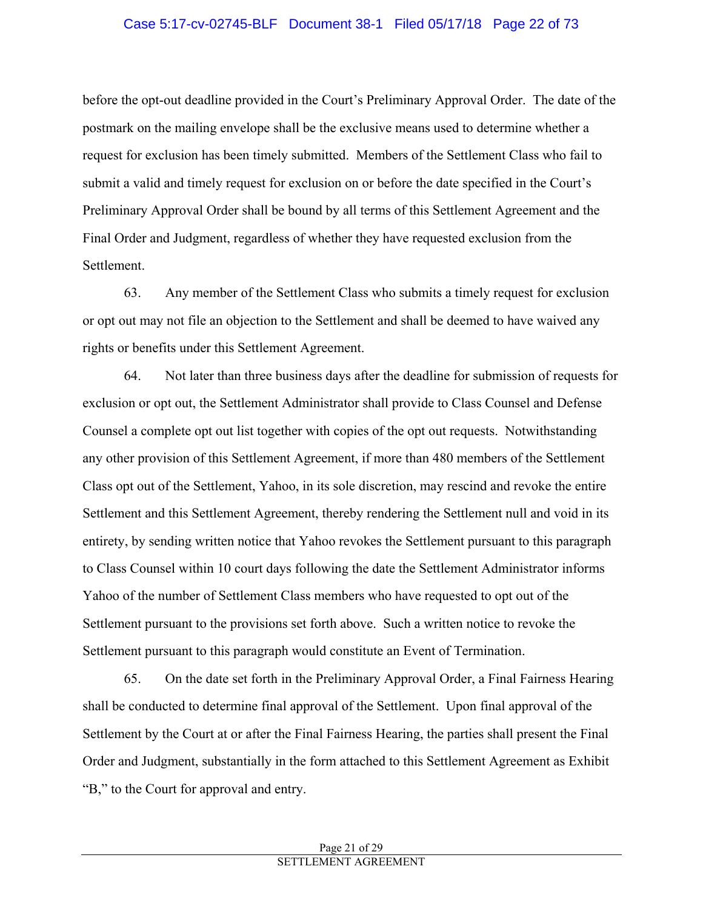before the opt-out deadline provided in the Court's Preliminary Approval Order. The date of the postmark on the mailing envelope shall be the exclusive means used to determine whether a request for exclusion has been timely submitted. Members of the Settlement Class who fail to submit a valid and timely request for exclusion on or before the date specified in the Court's Preliminary Approval Order shall be bound by all terms of this Settlement Agreement and the Final Order and Judgment, regardless of whether they have requested exclusion from the Settlement.

63. Any member of the Settlement Class who submits a timely request for exclusion or opt out may not file an objection to the Settlement and shall be deemed to have waived any rights or benefits under this Settlement Agreement.

64. Not later than three business days after the deadline for submission of requests for exclusion or opt out, the Settlement Administrator shall provide to Class Counsel and Defense Counsel a complete opt out list together with copies of the opt out requests. Notwithstanding any other provision of this Settlement Agreement, if more than 480 members of the Settlement Class opt out of the Settlement, Yahoo, in its sole discretion, may rescind and revoke the entire Settlement and this Settlement Agreement, thereby rendering the Settlement null and void in its entirety, by sending written notice that Yahoo revokes the Settlement pursuant to this paragraph to Class Counsel within 10 court days following the date the Settlement Administrator informs Yahoo of the number of Settlement Class members who have requested to opt out of the Settlement pursuant to the provisions set forth above. Such a written notice to revoke the Settlement pursuant to this paragraph would constitute an Event of Termination.

65. On the date set forth in the Preliminary Approval Order, a Final Fairness Hearing shall be conducted to determine final approval of the Settlement. Upon final approval of the Settlement by the Court at or after the Final Fairness Hearing, the parties shall present the Final Order and Judgment, substantially in the form attached to this Settlement Agreement as Exhibit "B," to the Court for approval and entry.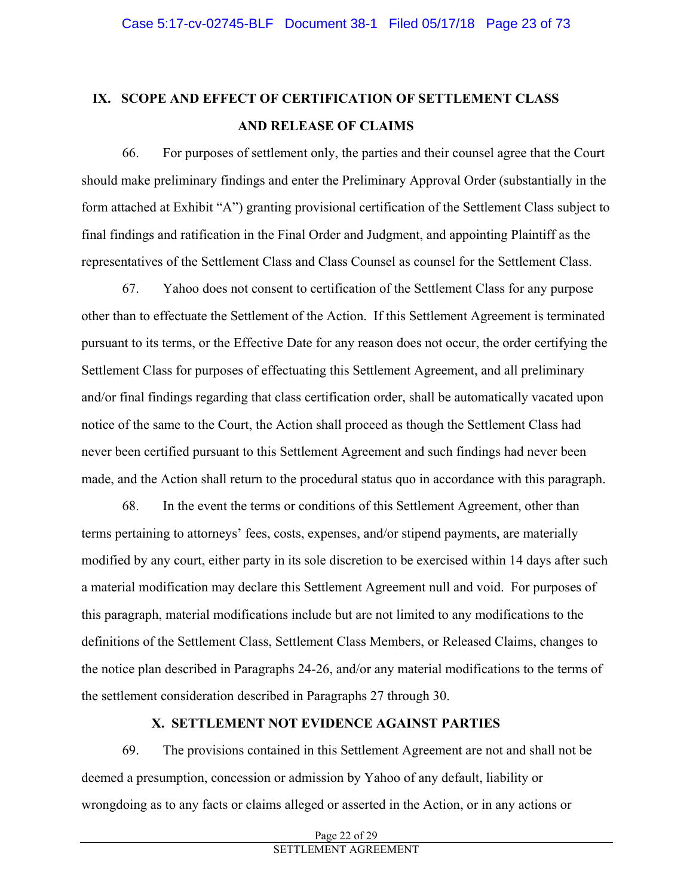## IX. SCOPE AND EFFECT OF CERTIFICATION OF SETTLEMENT CLASS AND RELEASE OF CLAIMS

66. For purposes of settlement only, the parties and their counsel agree that the Court should make preliminary findings and enter the Preliminary Approval Order (substantially in the form attached at Exhibit "A") granting provisional certification of the Settlement Class subject to final findings and ratification in the Final Order and Judgment, and appointing Plaintiff as the representatives of the Settlement Class and Class Counsel as counsel for the Settlement Class.

67. Yahoo does not consent to certification of the Settlement Class for any purpose other than to effectuate the Settlement of the Action. If this Settlement Agreement is terminated pursuant to its terms, or the Effective Date for any reason does not occur, the order certifying the Settlement Class for purposes of effectuating this Settlement Agreement, and all preliminary and/or final findings regarding that class certification order, shall be automatically vacated upon notice of the same to the Court, the Action shall proceed as though the Settlement Class had never been certified pursuant to this Settlement Agreement and such findings had never been made, and the Action shall return to the procedural status quo in accordance with this paragraph.

68. In the event the terms or conditions of this Settlement Agreement, other than terms pertaining to attorneys' fees, costs, expenses, and/or stipend payments, are materially modified by any court, either party in its sole discretion to be exercised within 14 days after such a material modification may declare this Settlement Agreement null and void. For purposes of this paragraph, material modifications include but are not limited to any modifications to the definitions of the Settlement Class, Settlement Class Members, or Released Claims, changes to the notice plan described in Paragraphs 24-26, and/or any material modifications to the terms of the settlement consideration described in Paragraphs 27 through 30.

## X. SETTLEMENT NOT EVIDENCE AGAINST PARTIES

69. The provisions contained in this Settlement Agreement are not and shall not be deemed a presumption, concession or admission by Yahoo of any default, liability or wrongdoing as to any facts or claims alleged or asserted in the Action, or in any actions or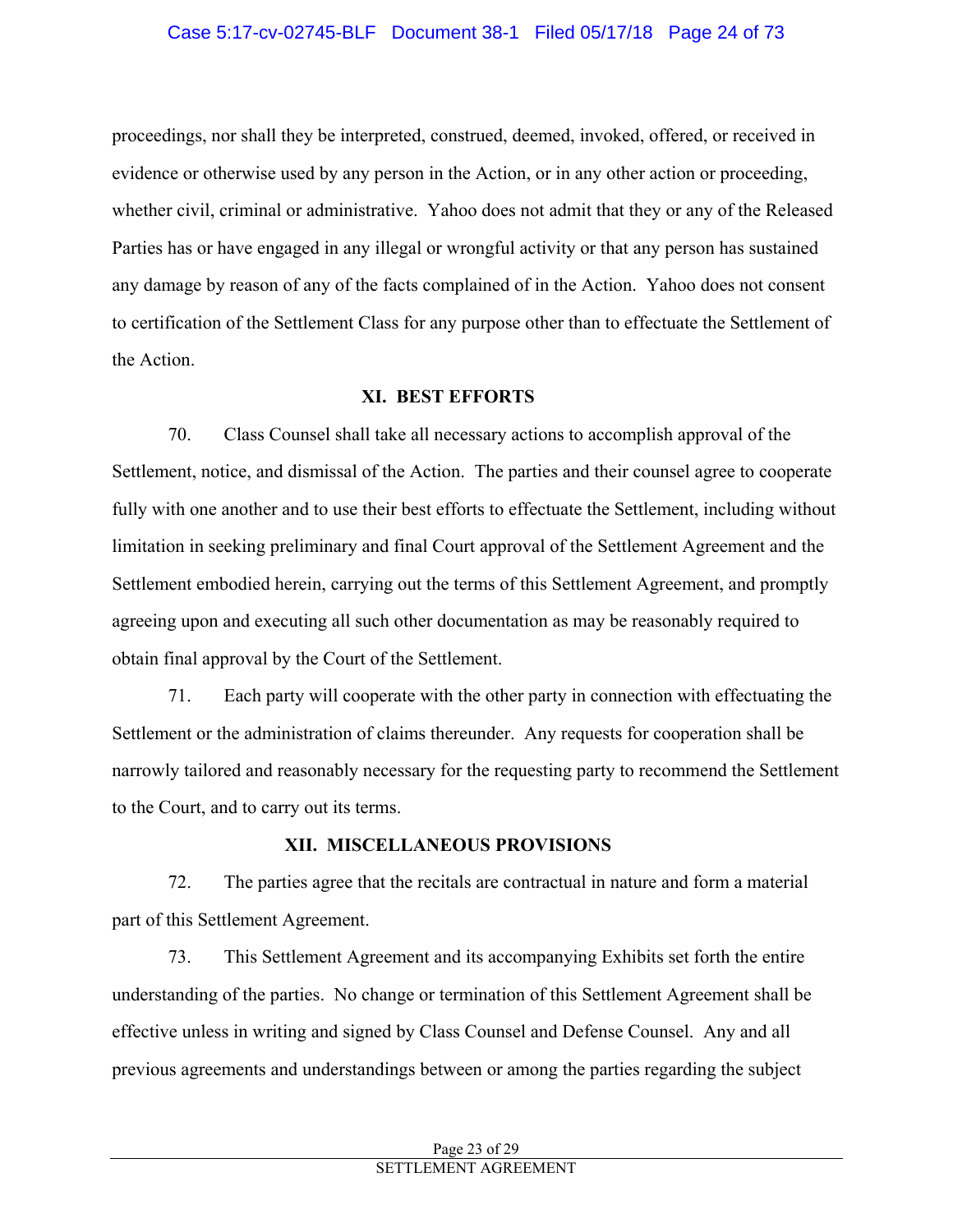proceedings, nor shall they be interpreted, construed, deemed, invoked, offered, or received in evidence or otherwise used by any person in the Action, or in any other action or proceeding, whether civil, criminal or administrative. Yahoo does not admit that they or any of the Released Parties has or have engaged in any illegal or wrongful activity or that any person has sustained any damage by reason of any of the facts complained of in the Action. Yahoo does not consent to certification of the Settlement Class for any purpose other than to effectuate the Settlement of the Action.

## XI. BEST EFFORTS

70. Class Counsel shall take all necessary actions to accomplish approval of the Settlement, notice, and dismissal of the Action. The parties and their counsel agree to cooperate fully with one another and to use their best efforts to effectuate the Settlement, including without limitation in seeking preliminary and final Court approval of the Settlement Agreement and the Settlement embodied herein, carrying out the terms of this Settlement Agreement, and promptly agreeing upon and executing all such other documentation as may be reasonably required to obtain final approval by the Court of the Settlement.

71. Each party will cooperate with the other party in connection with effectuating the Settlement or the administration of claims thereunder. Any requests for cooperation shall be narrowly tailored and reasonably necessary for the requesting party to recommend the Settlement to the Court, and to carry out its terms.

## XII. MISCELLANEOUS PROVISIONS

72. The parties agree that the recitals are contractual in nature and form a material part of this Settlement Agreement.

73. This Settlement Agreement and its accompanying Exhibits set forth the entire understanding of the parties. No change or termination of this Settlement Agreement shall be effective unless in writing and signed by Class Counsel and Defense Counsel. Any and all previous agreements and understandings between or among the parties regarding the subject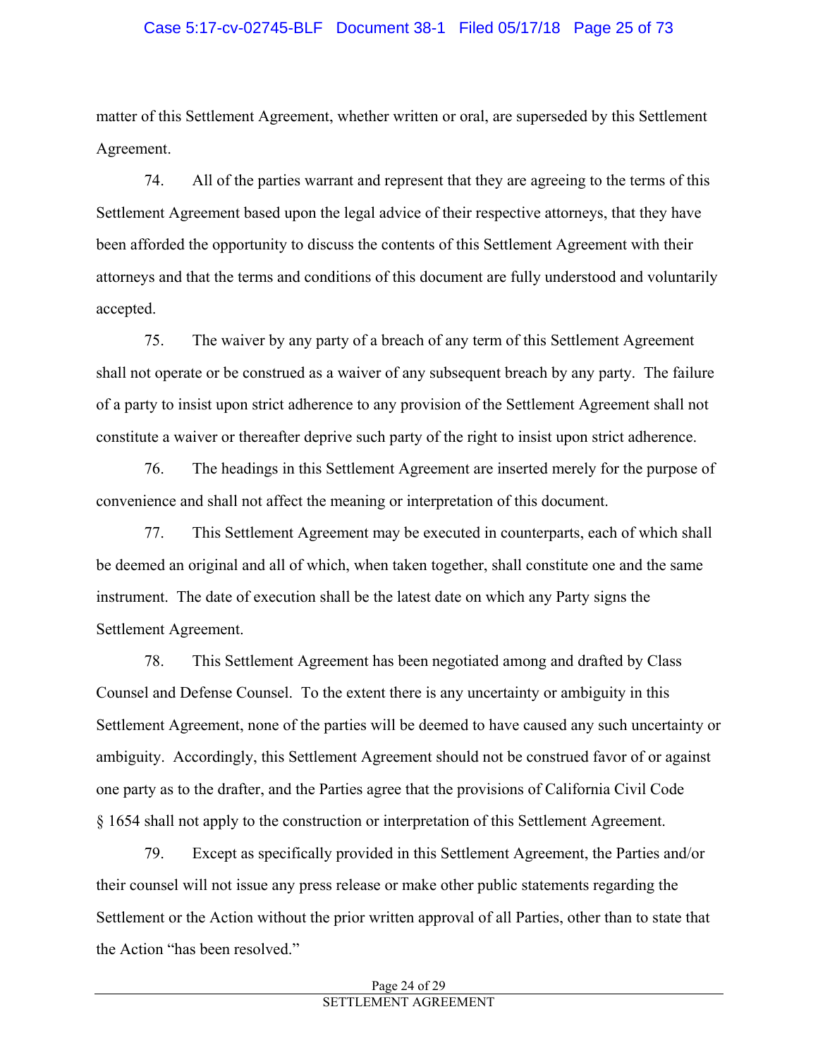matter of this Settlement Agreement, whether written or oral, are superseded by this Settlement Agreement.

74. All of the parties warrant and represent that they are agreeing to the terms of this Settlement Agreement based upon the legal advice of their respective attorneys, that they have been afforded the opportunity to discuss the contents of this Settlement Agreement with their attorneys and that the terms and conditions of this document are fully understood and voluntarily accepted.

75. The waiver by any party of a breach of any term of this Settlement Agreement shall not operate or be construed as a waiver of any subsequent breach by any party. The failure of a party to insist upon strict adherence to any provision of the Settlement Agreement shall not constitute a waiver or thereafter deprive such party of the right to insist upon strict adherence.

76. The headings in this Settlement Agreement are inserted merely for the purpose of convenience and shall not affect the meaning or interpretation of this document.

77. This Settlement Agreement may be executed in counterparts, each of which shall be deemed an original and all of which, when taken together, shall constitute one and the same instrument. The date of execution shall be the latest date on which any Party signs the Settlement Agreement.

78. This Settlement Agreement has been negotiated among and drafted by Class Counsel and Defense Counsel. To the extent there is any uncertainty or ambiguity in this Settlement Agreement, none of the parties will be deemed to have caused any such uncertainty or ambiguity. Accordingly, this Settlement Agreement should not be construed favor of or against one party as to the drafter, and the Parties agree that the provisions of California Civil Code § 1654 shall not apply to the construction or interpretation of this Settlement Agreement.

79. Except as specifically provided in this Settlement Agreement, the Parties and/or their counsel will not issue any press release or make other public statements regarding the Settlement or the Action without the prior written approval of all Parties, other than to state that the Action "has been resolved."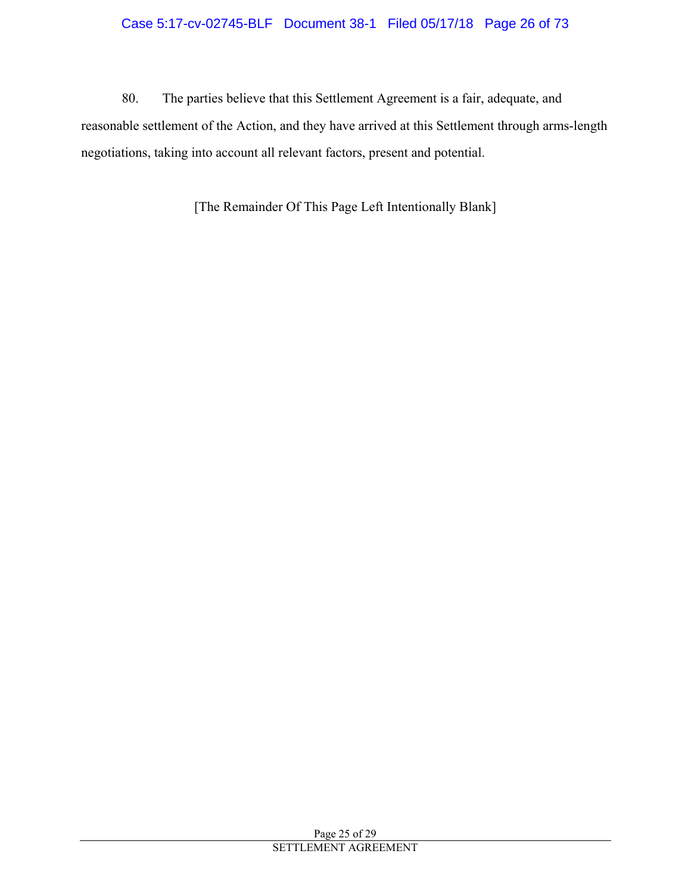80. The parties believe that this Settlement Agreement is a fair, adequate, and reasonable settlement of the Action, and they have arrived at this Settlement through arms-length negotiations, taking into account all relevant factors, present and potential.

[The Remainder Of This Page Left Intentionally Blank]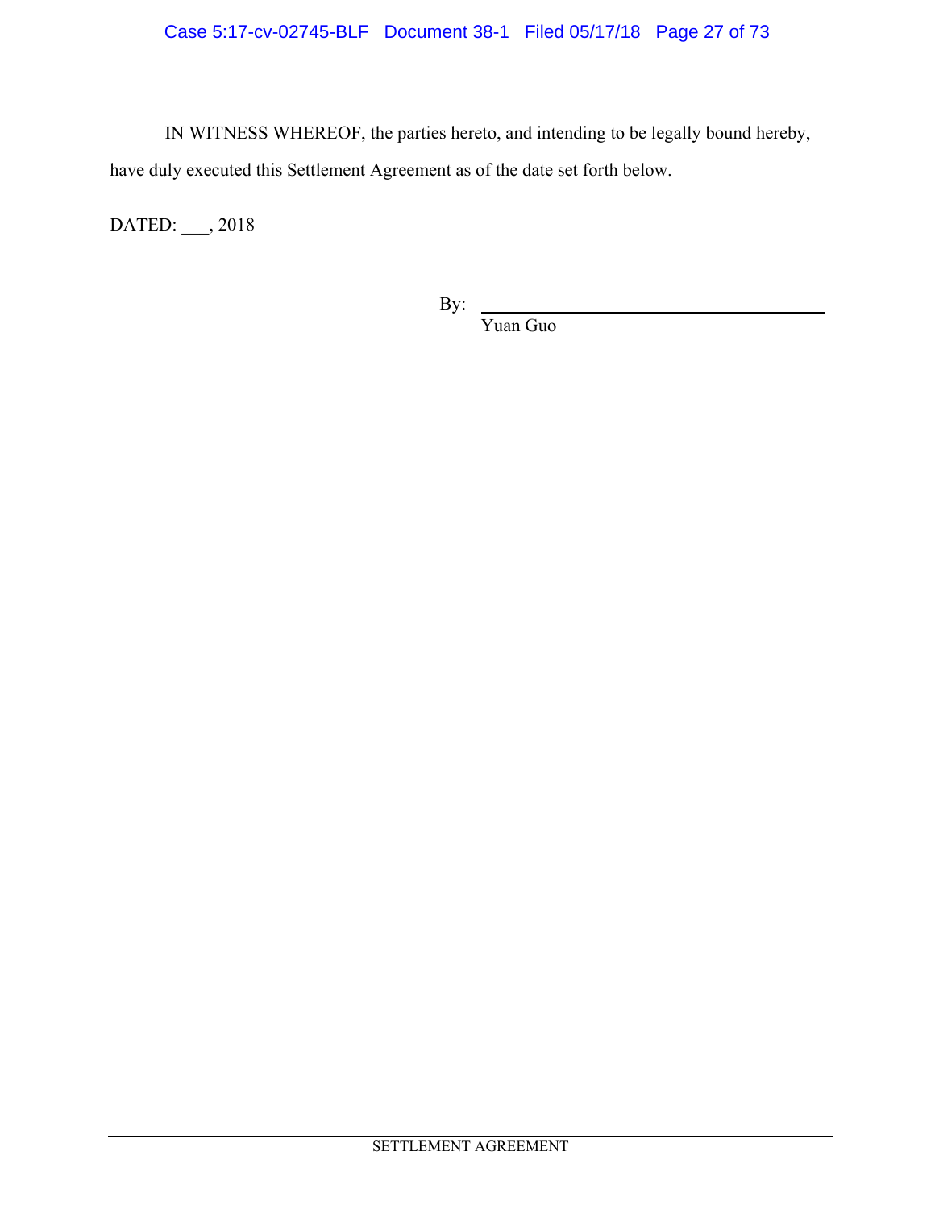IN WITNESS WHEREOF, the parties hereto, and intending to be legally bound hereby, have duly executed this Settlement Agreement as of the date set forth below.

DATED: ___, 2018

By: ______________________________
Yuan Guo

SETTLEMENT AGREEMENT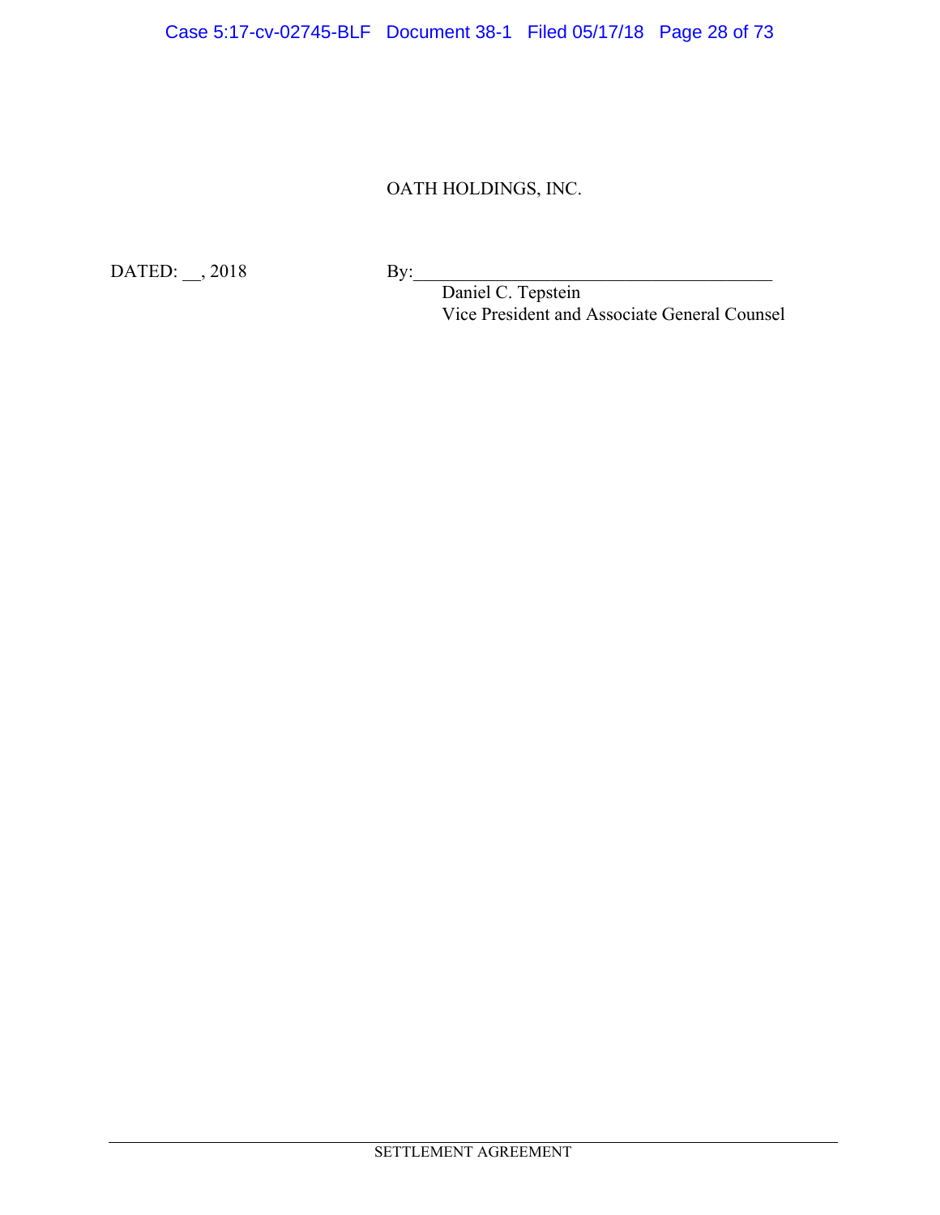OATH HOLDINGS, INC.

DATED: __, 2018

By:_______________________________________

Daniel C. Tepstein

Vice President and Associate General Counsel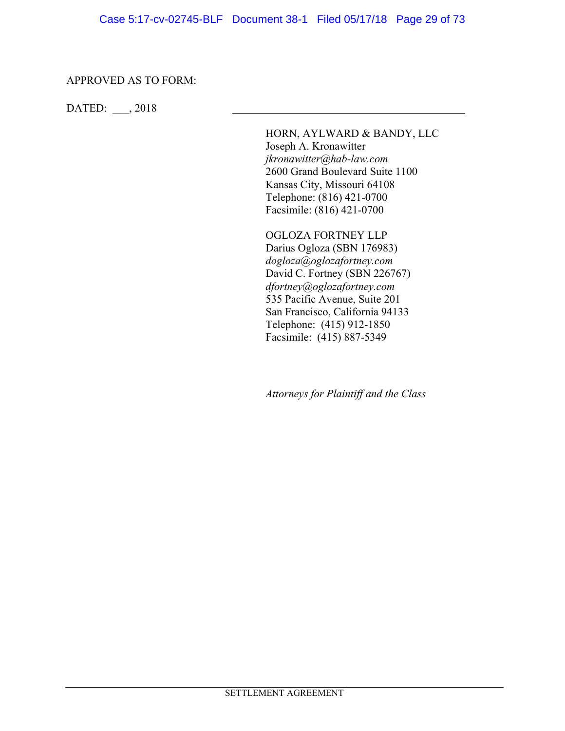APPROVED AS TO FORM:

DATED: \_\_\_, 2018

\_\_\_\_\_\_\_\_\_\_\_\_\_\_\_\_\_\_\_\_\_\_\_\_\_\_\_\_\_\_\_\_\_\_\_\_\_\_\_\_

HORN, AYLWARD & BANDY, LLC
Joseph A. Kronawitter
*jkronawitter@hab-law.com*
2600 Grand Boulevard Suite 1100
Kansas City, Missouri 64108
Telephone: (816) 421-0700
Facsimile: (816) 421-0700

OGLOZA FORTNEY LLP
Darius Ogloza (SBN 176983)
*dogloza@oglozafortney.com*
David C. Fortney (SBN 226767)
*dfortney@oglozafortney.com*
535 Pacific Avenue, Suite 201
San Francisco, California 94133
Telephone: (415) 912-1850
Facsimile: (415) 887-5349

*Attorneys for Plaintiff and the Class*

SETTLEMENT AGREEMENT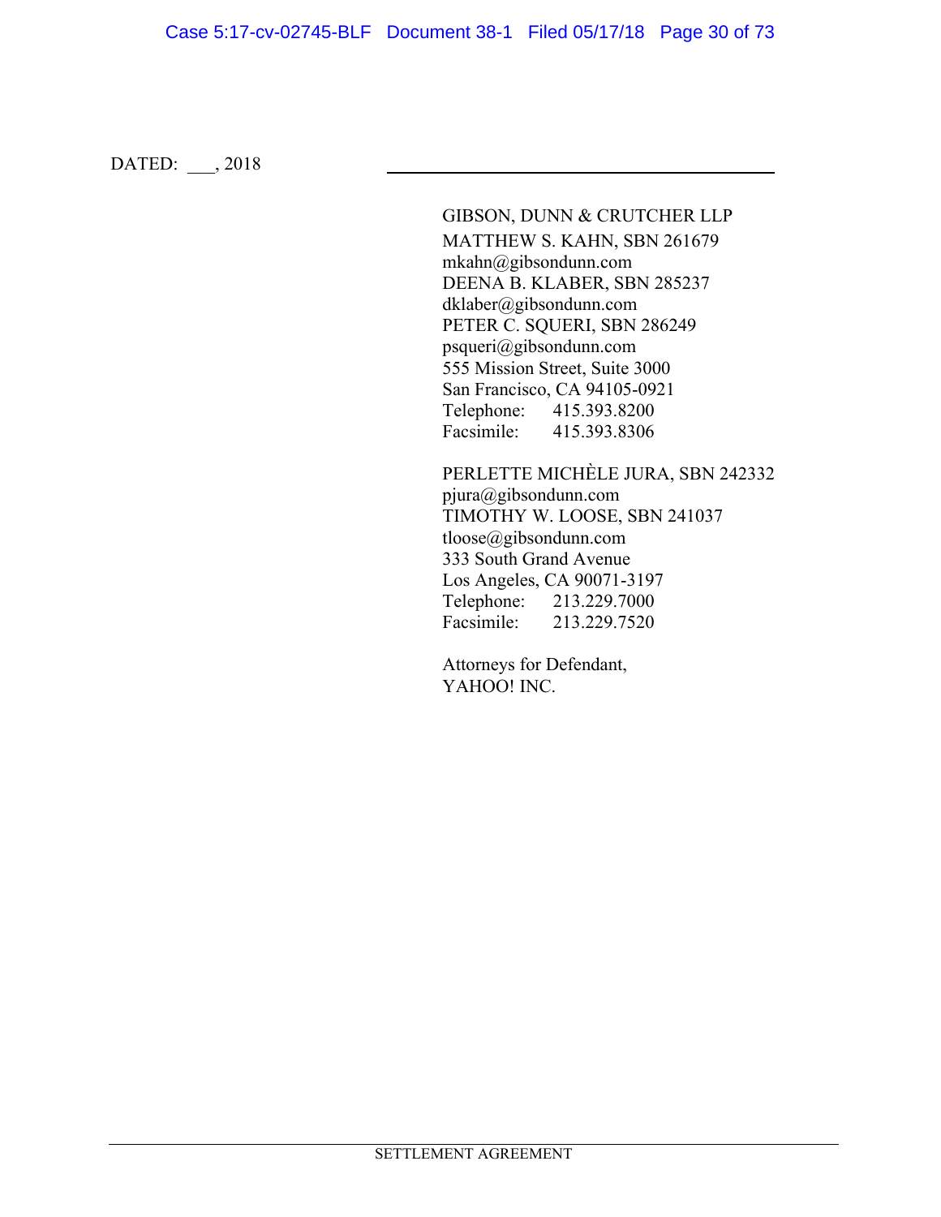DATED: ___, 2018

\_\_\_\_\_\_\_\_\_\_\_\_\_\_\_\_\_\_\_\_\_\_\_\_\_\_\_\_\_\_\_\_\_\_\_\_

GIBSON, DUNN & CRUTCHER LLP
MATTHEW S. KAHN, SBN 261679
mkahn@gibsondunn.com
DEENA B. KLABER, SBN 285237
dklaber@gibsondunn.com
PETER C. SQUERI, SBN 286249
psqueri@gibsondunn.com
555 Mission Street, Suite 3000
San Francisco, CA 94105-0921
Telephone: 415.393.8200
Facsimile: 415.393.8306

PERLETTE MICHÈLE JURA, SBN 242332
pjura@gibsondunn.com
TIMOTHY W. LOOSE, SBN 241037
tloose@gibsondunn.com
333 South Grand Avenue
Los Angeles, CA 90071-3197
Telephone: 213.229.7000
Facsimile: 213.229.7520

Attorneys for Defendant,
YAHOO! INC.